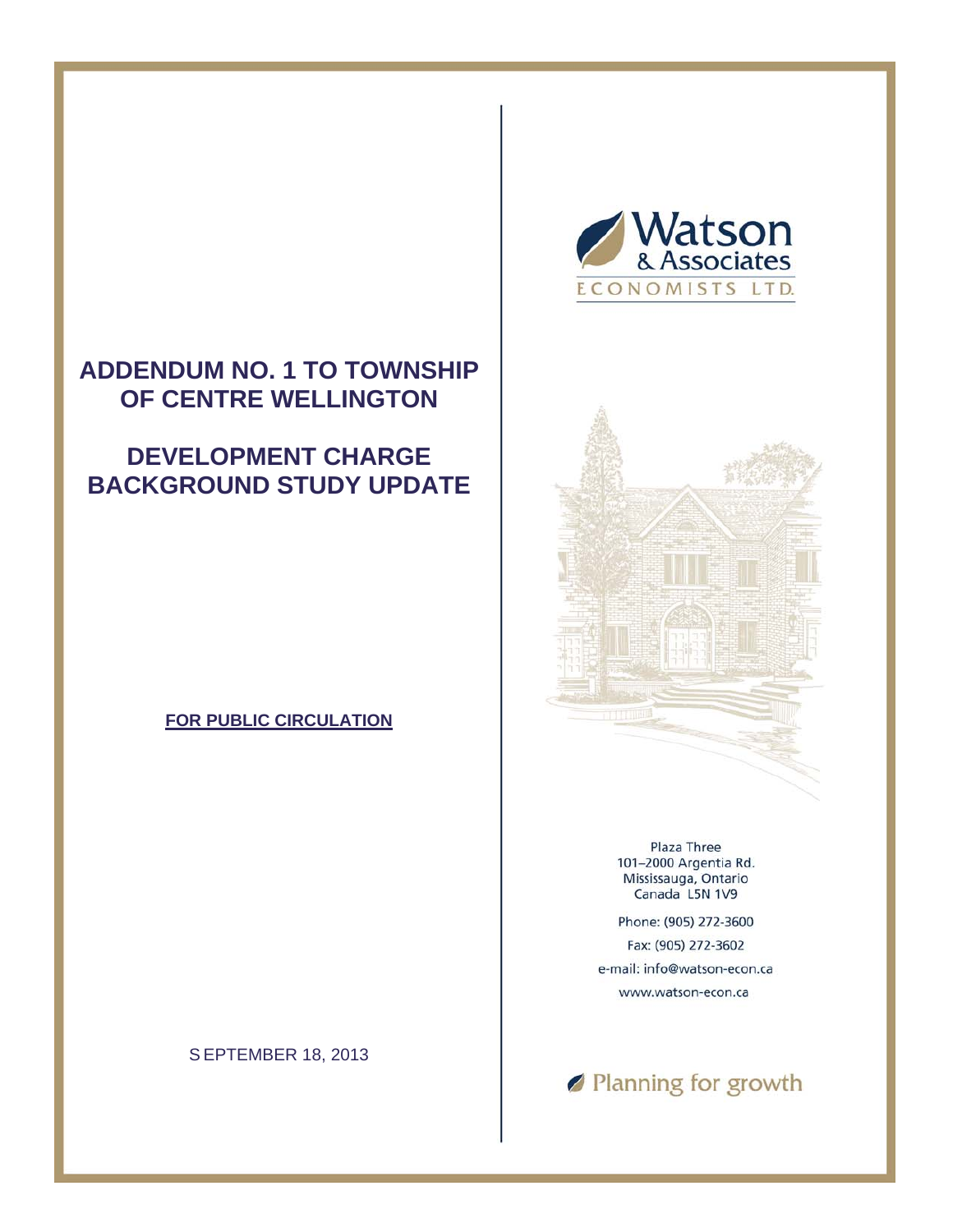# ADDENDUM NO. 1 TO TOWNSHIP OF CENTRE WELLINGTON

# DEVELOPMENT CHARGE BACKGROUND STUDY UPDATE

**FOR PUBLIC CIRCULATION**

SEPTEMBER 18, 2013

Watson & Associates ECONOMISTS LTD.

Plaza Three
101–2000 Argentia Rd.
Mississauga, Ontario
Canada L5N 1V9

Phone: (905) 272-3600
Fax: (905) 272-3602
e-mail: info@watson-econ.ca
www.watson-econ.ca

Planning for growth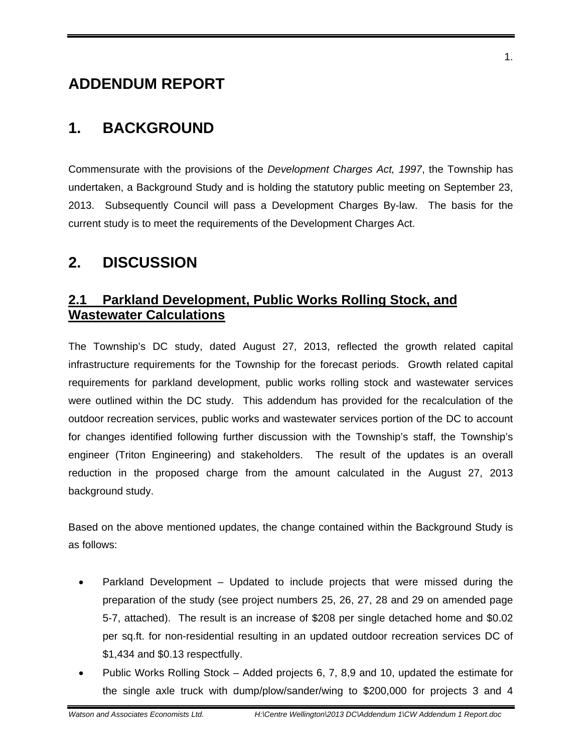# ADDENDUM REPORT

# 1. BACKGROUND

Commensurate with the provisions of the *Development Charges Act, 1997*, the Township has undertaken, a Background Study and is holding the statutory public meeting on September 23, 2013. Subsequently Council will pass a Development Charges By-law. The basis for the current study is to meet the requirements of the Development Charges Act.

# 2. DISCUSSION

## 2.1 Parkland Development, Public Works Rolling Stock, and Wastewater Calculations

The Township's DC study, dated August 27, 2013, reflected the growth related capital infrastructure requirements for the Township for the forecast periods. Growth related capital requirements for parkland development, public works rolling stock and wastewater services were outlined within the DC study. This addendum has provided for the recalculation of the outdoor recreation services, public works and wastewater services portion of the DC to account for changes identified following further discussion with the Township's staff, the Township's engineer (Triton Engineering) and stakeholders. The result of the updates is an overall reduction in the proposed charge from the amount calculated in the August 27, 2013 background study.

Based on the above mentioned updates, the change contained within the Background Study is as follows:

- Parkland Development – Updated to include projects that were missed during the preparation of the study (see project numbers 25, 26, 27, 28 and 29 on amended page 5-7, attached). The result is an increase of $208 per single detached home and $0.02 per sq.ft. for non-residential resulting in an updated outdoor recreation services DC of $1,434 and $0.13 respectfully.
- Public Works Rolling Stock – Added projects 6, 7, 8,9 and 10, updated the estimate for the single axle truck with dump/plow/sander/wing to $200,000 for projects 3 and 4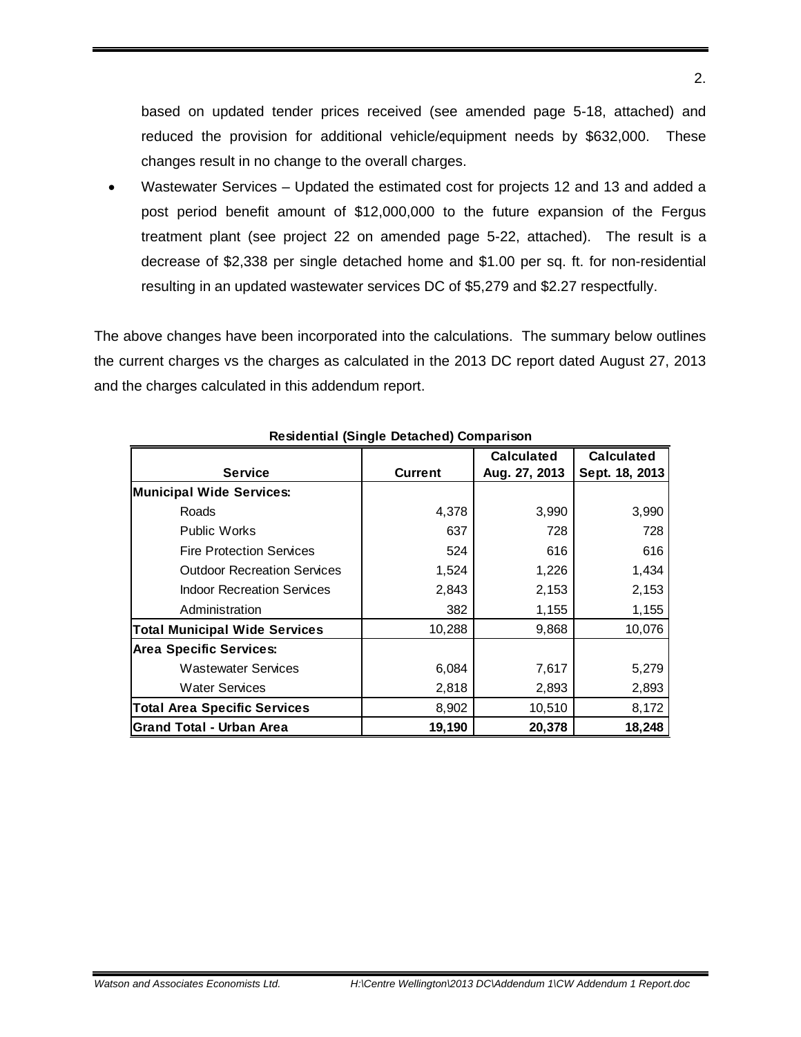based on updated tender prices received (see amended page 5-18, attached) and reduced the provision for additional vehicle/equipment needs by $632,000. These changes result in no change to the overall charges.

- Wastewater Services – Updated the estimated cost for projects 12 and 13 and added a post period benefit amount of $12,000,000 to the future expansion of the Fergus treatment plant (see project 22 on amended page 5-22, attached). The result is a decrease of $2,338 per single detached home and $1.00 per sq. ft. for non-residential resulting in an updated wastewater services DC of $5,279 and $2.27 respectfully.

The above changes have been incorporated into the calculations. The summary below outlines the current charges vs the charges as calculated in the 2013 DC report dated August 27, 2013 and the charges calculated in this addendum report.

**Residential (Single Detached) Comparison**

| Service | Current | Calculated Aug. 27, 2013 | Calculated Sept. 18, 2013 |
|---|---|---|---|
| **Municipal Wide Services:** | | | |
| Roads | 4,378 | 3,990 | 3,990 |
| Public Works | 637 | 728 | 728 |
| Fire Protection Services | 524 | 616 | 616 |
| Outdoor Recreation Services | 1,524 | 1,226 | 1,434 |
| Indoor Recreation Services | 2,843 | 2,153 | 2,153 |
| Administration | 382 | 1,155 | 1,155 |
| **Total Municipal Wide Services** | 10,288 | 9,868 | 10,076 |
| **Area Specific Services:** | | | |
| Wastewater Services | 6,084 | 7,617 | 5,279 |
| Water Services | 2,818 | 2,893 | 2,893 |
| **Total Area Specific Services** | 8,902 | 10,510 | 8,172 |
| **Grand Total - Urban Area** | **19,190** | **20,378** | **18,248** |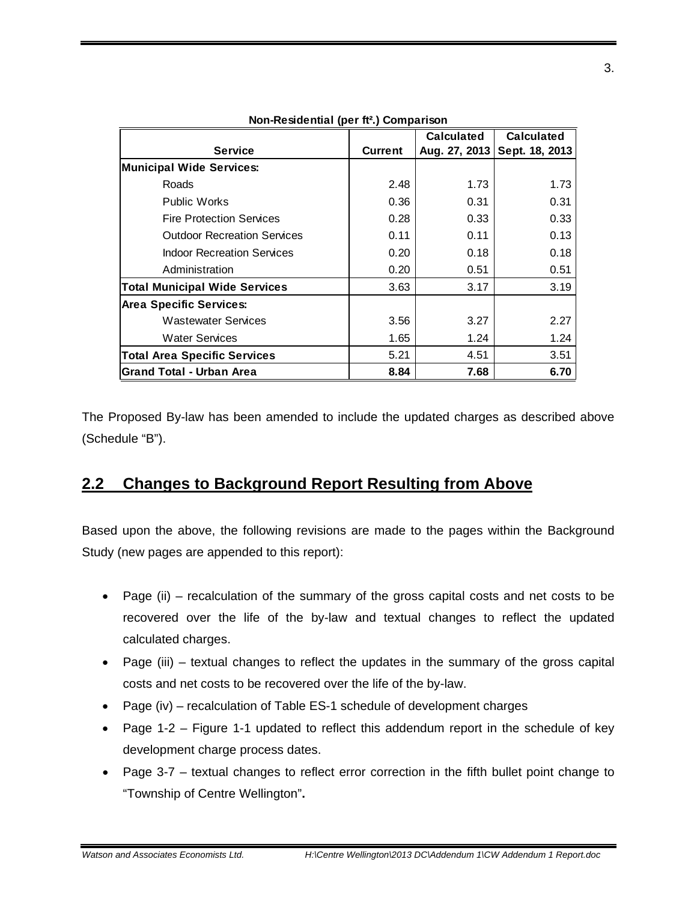**Non-Residential (per ft².) Comparison**

| Service | Current | Calculated Aug. 27, 2013 | Calculated Sept. 18, 2013 |
|---|---|---|---|
| **Municipal Wide Services:** | | | |
| Roads | 2.48 | 1.73 | 1.73 |
| Public Works | 0.36 | 0.31 | 0.31 |
| Fire Protection Services | 0.28 | 0.33 | 0.33 |
| Outdoor Recreation Services | 0.11 | 0.11 | 0.13 |
| Indoor Recreation Services | 0.20 | 0.18 | 0.18 |
| Administration | 0.20 | 0.51 | 0.51 |
| **Total Municipal Wide Services** | 3.63 | 3.17 | 3.19 |
| **Area Specific Services:** | | | |
| Wastewater Services | 3.56 | 3.27 | 2.27 |
| Water Services | 1.65 | 1.24 | 1.24 |
| **Total Area Specific Services** | 5.21 | 4.51 | 3.51 |
| **Grand Total - Urban Area** | **8.84** | **7.68** | **6.70** |

The Proposed By-law has been amended to include the updated charges as described above (Schedule "B").

## 2.2 Changes to Background Report Resulting from Above

Based upon the above, the following revisions are made to the pages within the Background Study (new pages are appended to this report):

- Page (ii) – recalculation of the summary of the gross capital costs and net costs to be recovered over the life of the by-law and textual changes to reflect the updated calculated charges.
- Page (iii) – textual changes to reflect the updates in the summary of the gross capital costs and net costs to be recovered over the life of the by-law.
- Page (iv) – recalculation of Table ES-1 schedule of development charges
- Page 1-2 – Figure 1-1 updated to reflect this addendum report in the schedule of key development charge process dates.
- Page 3-7 – textual changes to reflect error correction in the fifth bullet point change to "Township of Centre Wellington".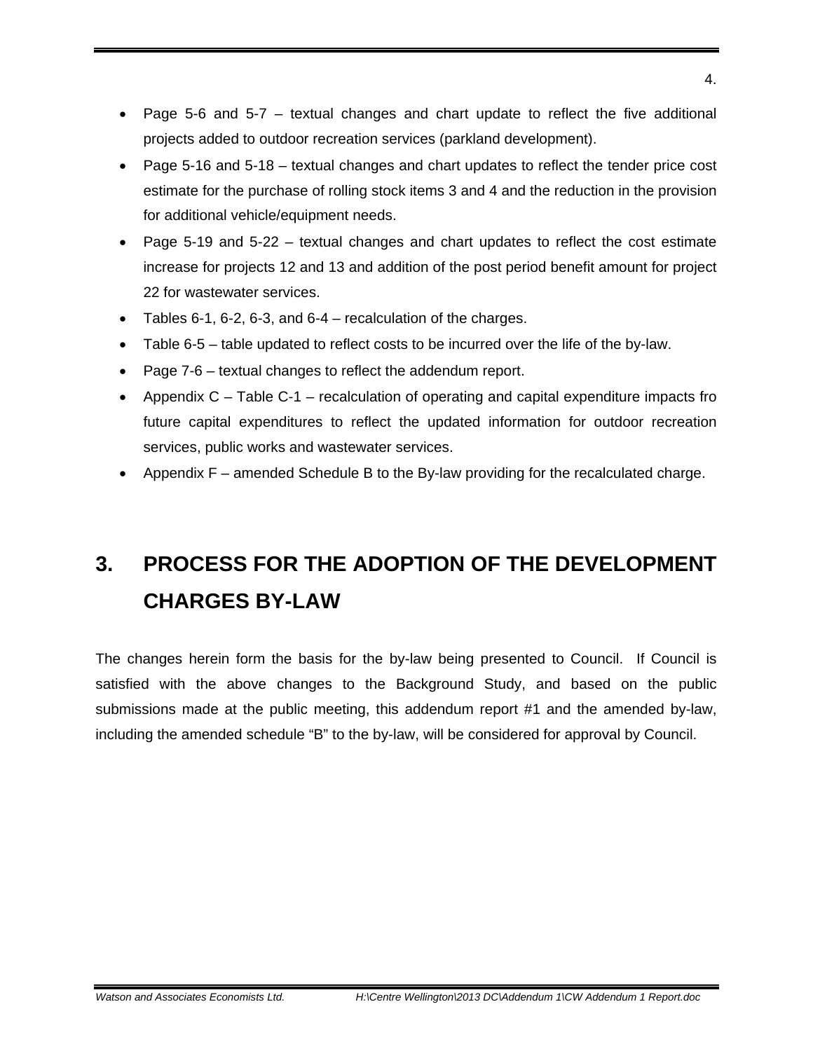- Page 5-6 and 5-7 – textual changes and chart update to reflect the five additional projects added to outdoor recreation services (parkland development).
- Page 5-16 and 5-18 – textual changes and chart updates to reflect the tender price cost estimate for the purchase of rolling stock items 3 and 4 and the reduction in the provision for additional vehicle/equipment needs.
- Page 5-19 and 5-22 – textual changes and chart updates to reflect the cost estimate increase for projects 12 and 13 and addition of the post period benefit amount for project 22 for wastewater services.
- Tables 6-1, 6-2, 6-3, and 6-4 – recalculation of the charges.
- Table 6-5 – table updated to reflect costs to be incurred over the life of the by-law.
- Page 7-6 – textual changes to reflect the addendum report.
- Appendix C – Table C-1 – recalculation of operating and capital expenditure impacts fro future capital expenditures to reflect the updated information for outdoor recreation services, public works and wastewater services.
- Appendix F – amended Schedule B to the By-law providing for the recalculated charge.

# 3. PROCESS FOR THE ADOPTION OF THE DEVELOPMENT CHARGES BY-LAW

The changes herein form the basis for the by-law being presented to Council. If Council is satisfied with the above changes to the Background Study, and based on the public submissions made at the public meeting, this addendum report #1 and the amended by-law, including the amended schedule "B" to the by-law, will be considered for approval by Council.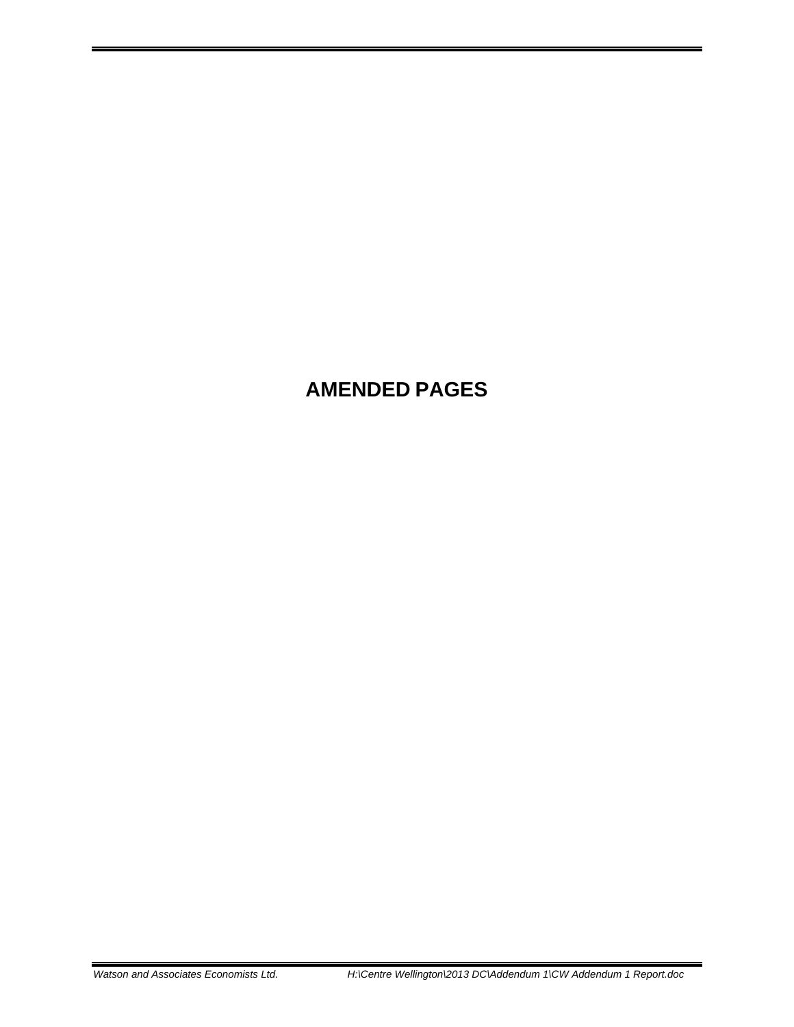# AMENDED PAGES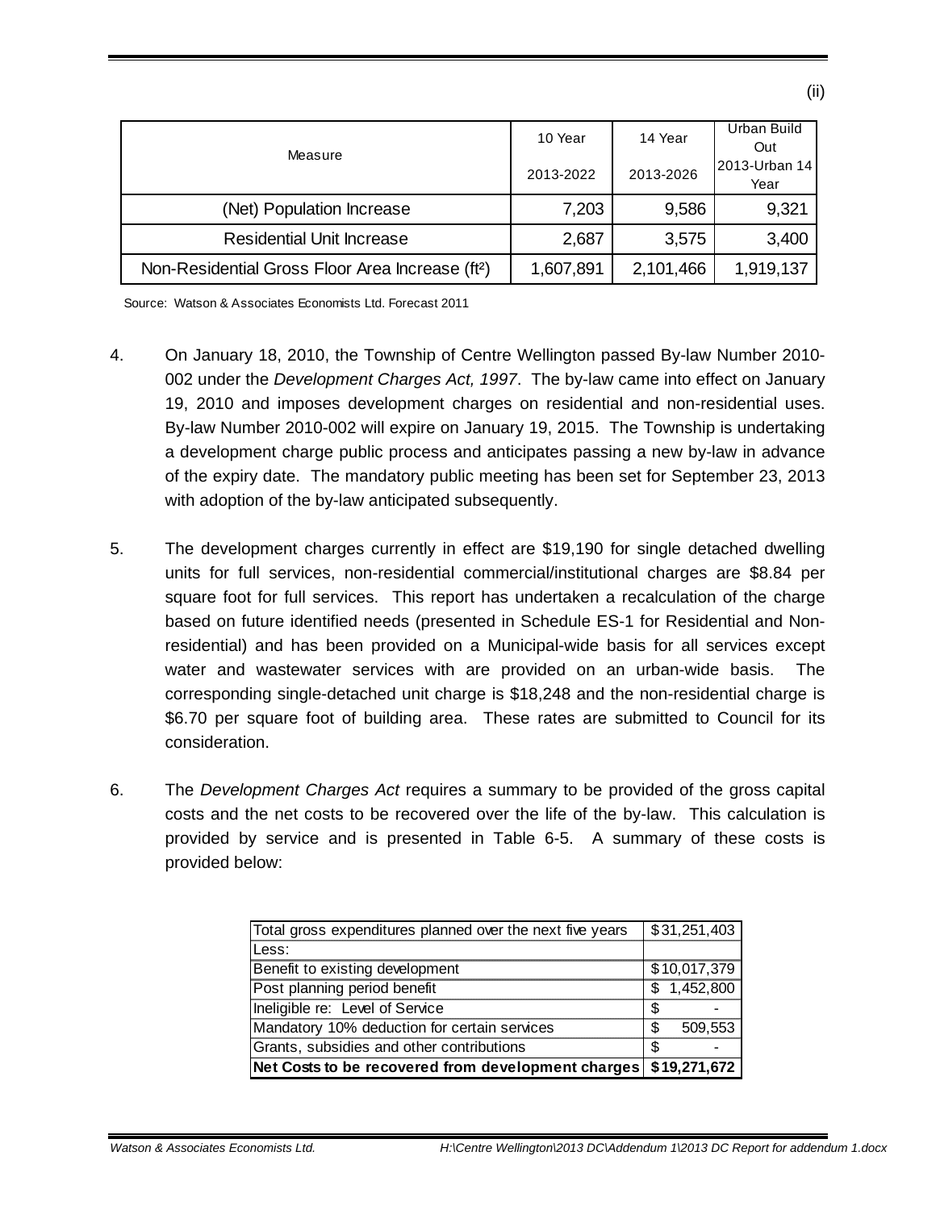| Measure | 10 Year 2013-2022 | 14 Year 2013-2026 | Urban Build Out 2013-Urban 14 Year |
|---|---|---|---|
| (Net) Population Increase | 7,203 | 9,586 | 9,321 |
| Residential Unit Increase | 2,687 | 3,575 | 3,400 |
| Non-Residential Gross Floor Area Increase (ft²) | 1,607,891 | 2,101,466 | 1,919,137 |

Source: Watson & Associates Economists Ltd. Forecast 2011

4. On January 18, 2010, the Township of Centre Wellington passed By-law Number 2010-002 under the *Development Charges Act, 1997*. The by-law came into effect on January 19, 2010 and imposes development charges on residential and non-residential uses. By-law Number 2010-002 will expire on January 19, 2015. The Township is undertaking a development charge public process and anticipates passing a new by-law in advance of the expiry date. The mandatory public meeting has been set for September 23, 2013 with adoption of the by-law anticipated subsequently.

5. The development charges currently in effect are $19,190 for single detached dwelling units for full services, non-residential commercial/institutional charges are $8.84 per square foot for full services. This report has undertaken a recalculation of the charge based on future identified needs (presented in Schedule ES-1 for Residential and Non-residential) and has been provided on a Municipal-wide basis for all services except water and wastewater services with are provided on an urban-wide basis. The corresponding single-detached unit charge is $18,248 and the non-residential charge is $6.70 per square foot of building area. These rates are submitted to Council for its consideration.

6. The *Development Charges Act* requires a summary to be provided of the gross capital costs and the net costs to be recovered over the life of the by-law. This calculation is provided by service and is presented in Table 6-5. A summary of these costs is provided below:

| Total gross expenditures planned over the next five years | $31,251,403 |
|---|---|
| Less: | |
| Benefit to existing development | $10,017,379 |
| Post planning period benefit | $ 1,452,800 |
| Ineligible re: Level of Service | $ - |
| Mandatory 10% deduction for certain services | $ 509,553 |
| Grants, subsidies and other contributions | $ - |
| **Net Costs to be recovered from development charges** | **$19,271,672** |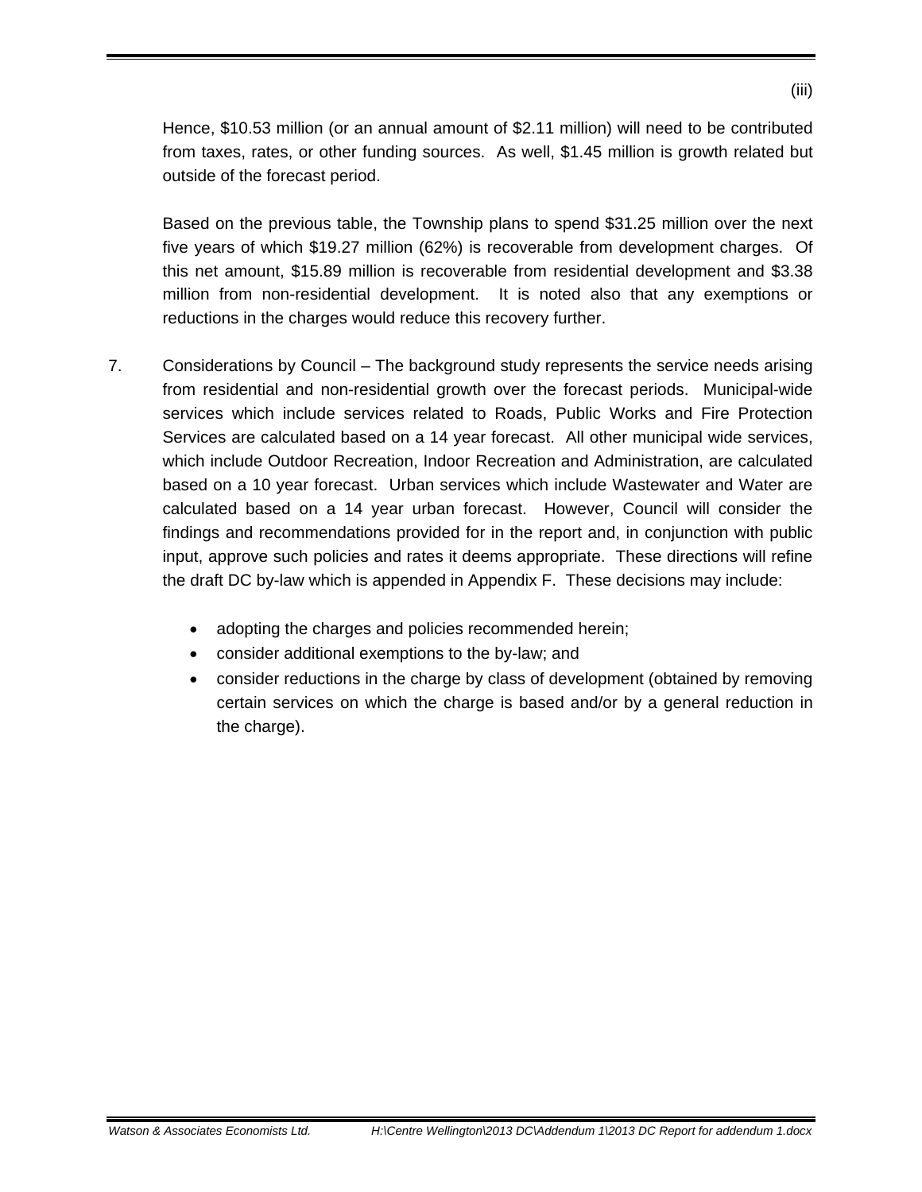Hence, $10.53 million (or an annual amount of $2.11 million) will need to be contributed from taxes, rates, or other funding sources. As well, $1.45 million is growth related but outside of the forecast period.

Based on the previous table, the Township plans to spend $31.25 million over the next five years of which $19.27 million (62%) is recoverable from development charges. Of this net amount, $15.89 million is recoverable from residential development and $3.38 million from non-residential development. It is noted also that any exemptions or reductions in the charges would reduce this recovery further.

7. Considerations by Council – The background study represents the service needs arising from residential and non-residential growth over the forecast periods. Municipal-wide services which include services related to Roads, Public Works and Fire Protection Services are calculated based on a 14 year forecast. All other municipal wide services, which include Outdoor Recreation, Indoor Recreation and Administration, are calculated based on a 10 year forecast. Urban services which include Wastewater and Water are calculated based on a 14 year urban forecast. However, Council will consider the findings and recommendations provided for in the report and, in conjunction with public input, approve such policies and rates it deems appropriate. These directions will refine the draft DC by-law which is appended in Appendix F. These decisions may include:

   - adopting the charges and policies recommended herein;
   - consider additional exemptions to the by-law; and
   - consider reductions in the charge by class of development (obtained by removing certain services on which the charge is based and/or by a general reduction in the charge).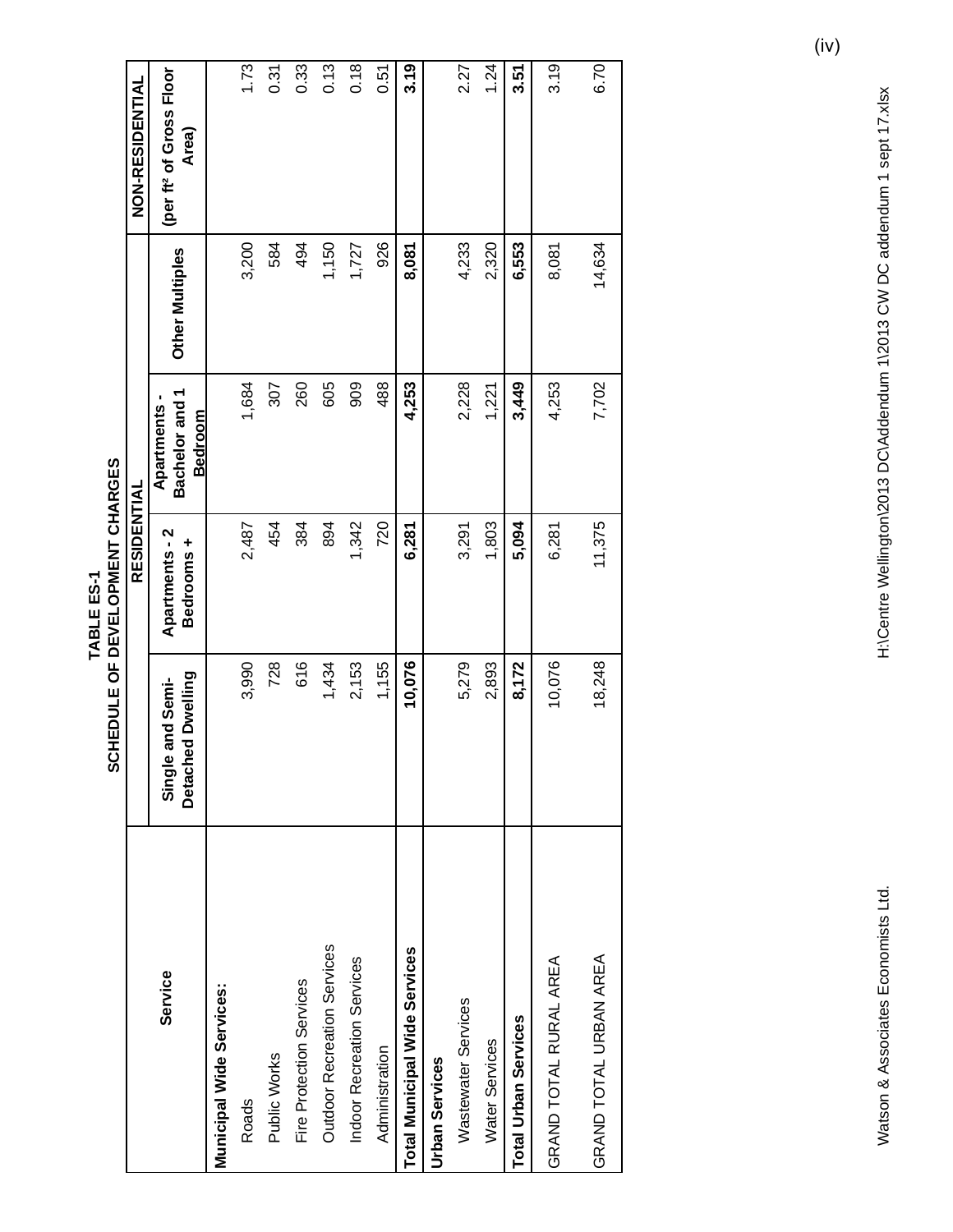# TABLE ES-1
## SCHEDULE OF DEVELOPMENT CHARGES

| Service | RESIDENTIAL | | | | NON-RESIDENTIAL |
|---|---|---|---|---|---|
| | Single and Semi-Detached Dwelling | Apartments - 2 Bedrooms + | Apartments - Bachelor and 1 Bedroom | Other Multiples | (per ft² of Gross Floor Area) |
| **Municipal Wide Services:** | | | | | |
| Roads | 3,990 | 2,487 | 1,684 | 3,200 | 1.73 |
| Public Works | 728 | 454 | 307 | 584 | 0.31 |
| Fire Protection Services | 616 | 384 | 260 | 494 | 0.33 |
| Outdoor Recreation Services | 1,434 | 894 | 605 | 1,150 | 0.13 |
| Indoor Recreation Services | 2,153 | 1,342 | 909 | 1,727 | 0.18 |
| Administration | 1,155 | 720 | 488 | 926 | 0.51 |
| **Total Municipal Wide Services** | **10,076** | **6,281** | **4,253** | **8,081** | **3.19** |
| **Urban Services** | | | | | |
| Wastewater Services | 5,279 | 3,291 | 2,228 | 4,233 | 2.27 |
| Water Services | 2,893 | 1,803 | 1,221 | 2,320 | 1.24 |
| **Total Urban Services** | **8,172** | **5,094** | **3,449** | **6,553** | **3.51** |
| GRAND TOTAL RURAL AREA | 10,076 | 6,281 | 4,253 | 8,081 | 3.19 |
| GRAND TOTAL URBAN AREA | 18,248 | 11,375 | 7,702 | 14,634 | 6.70 |

Watson & Associates Economists Ltd. H:\Centre Wellington\2013 DC\Addendum 1\2013 CW DC addendum 1 sept 17.xlsx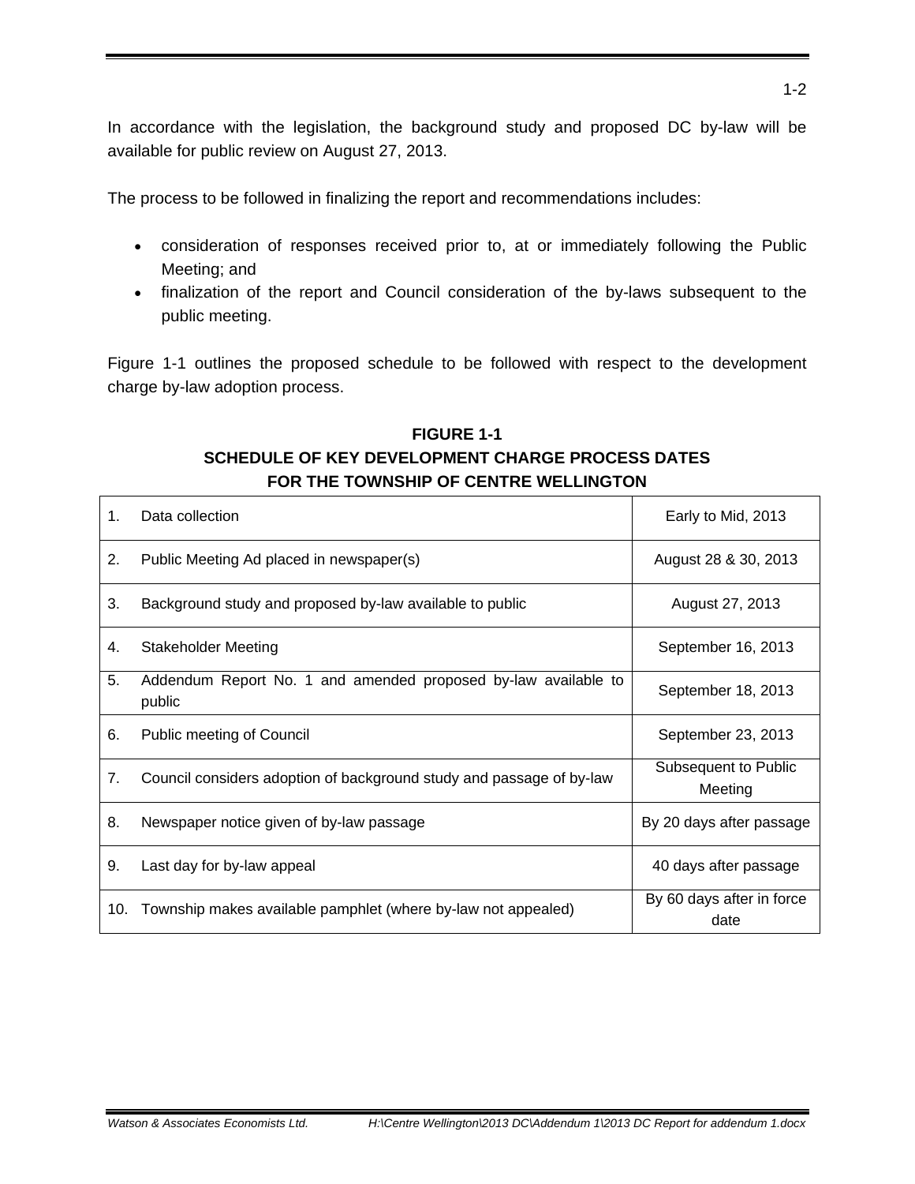In accordance with the legislation, the background study and proposed DC by-law will be available for public review on August 27, 2013.

The process to be followed in finalizing the report and recommendations includes:

- consideration of responses received prior to, at or immediately following the Public Meeting; and
- finalization of the report and Council consideration of the by-laws subsequent to the public meeting.

Figure 1-1 outlines the proposed schedule to be followed with respect to the development charge by-law adoption process.

**FIGURE 1-1**
**SCHEDULE OF KEY DEVELOPMENT CHARGE PROCESS DATES FOR THE TOWNSHIP OF CENTRE WELLINGTON**

| | Process | Date |
|---|---|---|
| 1. | Data collection | Early to Mid, 2013 |
| 2. | Public Meeting Ad placed in newspaper(s) | August 28 & 30, 2013 |
| 3. | Background study and proposed by-law available to public | August 27, 2013 |
| 4. | Stakeholder Meeting | September 16, 2013 |
| 5. | Addendum Report No. 1 and amended proposed by-law available to public | September 18, 2013 |
| 6. | Public meeting of Council | September 23, 2013 |
| 7. | Council considers adoption of background study and passage of by-law | Subsequent to Public Meeting |
| 8. | Newspaper notice given of by-law passage | By 20 days after passage |
| 9. | Last day for by-law appeal | 40 days after passage |
| 10. | Township makes available pamphlet (where by-law not appealed) | By 60 days after in force date |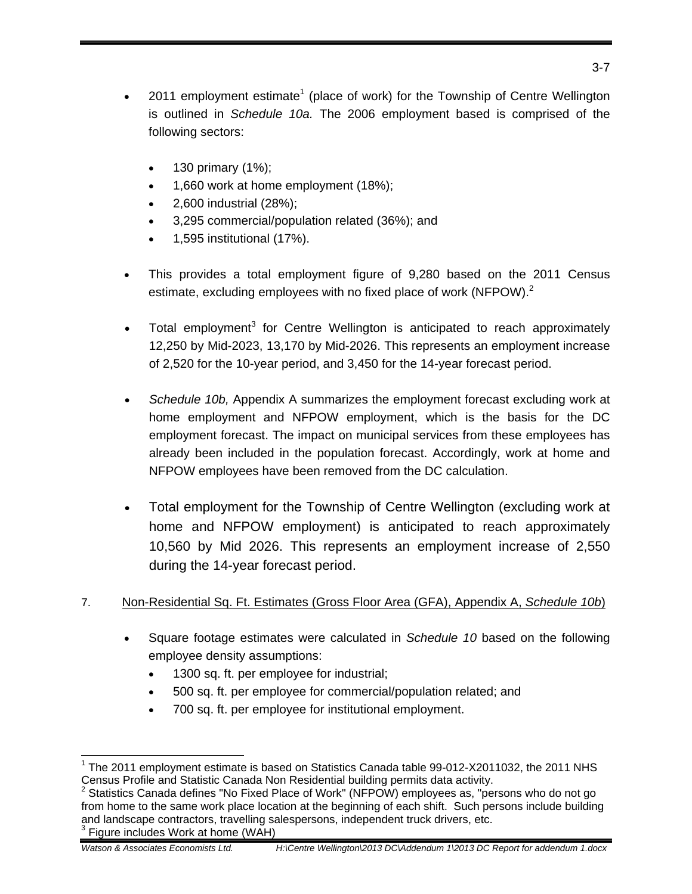- 2011 employment estimate[1] (place of work) for the Township of Centre Wellington is outlined in *Schedule 10a.* The 2006 employment based is comprised of the following sectors:

  - 130 primary (1%);
  - 1,660 work at home employment (18%);
  - 2,600 industrial (28%);
  - 3,295 commercial/population related (36%); and
  - 1,595 institutional (17%).

- This provides a total employment figure of 9,280 based on the 2011 Census estimate, excluding employees with no fixed place of work (NFPOW).[2]

- Total employment[3] for Centre Wellington is anticipated to reach approximately 12,250 by Mid-2023, 13,170 by Mid-2026. This represents an employment increase of 2,520 for the 10-year period, and 3,450 for the 14-year forecast period.

- *Schedule 10b,* Appendix A summarizes the employment forecast excluding work at home employment and NFPOW employment, which is the basis for the DC employment forecast. The impact on municipal services from these employees has already been included in the population forecast. Accordingly, work at home and NFPOW employees have been removed from the DC calculation.

- Total employment for the Township of Centre Wellington (excluding work at home and NFPOW employment) is anticipated to reach approximately 10,560 by Mid 2026. This represents an employment increase of 2,550 during the 14-year forecast period.

7. Non-Residential Sq. Ft. Estimates (Gross Floor Area (GFA), Appendix A, *Schedule 10b*)

- Square footage estimates were calculated in *Schedule 10* based on the following employee density assumptions:
  - 1300 sq. ft. per employee for industrial;
  - 500 sq. ft. per employee for commercial/population related; and
  - 700 sq. ft. per employee for institutional employment.

---

[1] The 2011 employment estimate is based on Statistics Canada table 99-012-X2011032, the 2011 NHS Census Profile and Statistic Canada Non Residential building permits data activity.

[2] Statistics Canada defines "No Fixed Place of Work" (NFPOW) employees as, "persons who do not go from home to the same work place location at the beginning of each shift. Such persons include building and landscape contractors, travelling salespersons, independent truck drivers, etc.

[3] Figure includes Work at home (WAH)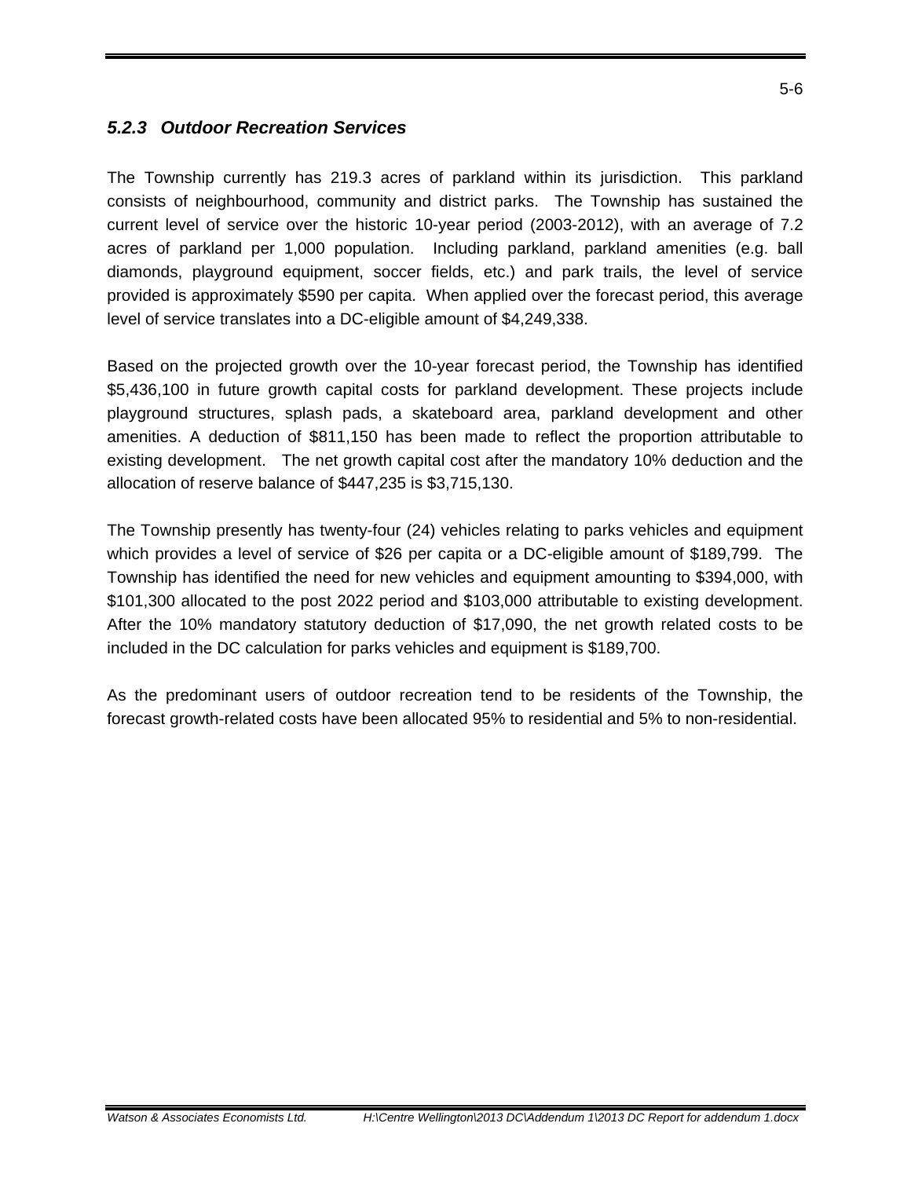### *5.2.3 Outdoor Recreation Services*

The Township currently has 219.3 acres of parkland within its jurisdiction. This parkland consists of neighbourhood, community and district parks. The Township has sustained the current level of service over the historic 10-year period (2003-2012), with an average of 7.2 acres of parkland per 1,000 population. Including parkland, parkland amenities (e.g. ball diamonds, playground equipment, soccer fields, etc.) and park trails, the level of service provided is approximately $590 per capita. When applied over the forecast period, this average level of service translates into a DC-eligible amount of $4,249,338.

Based on the projected growth over the 10-year forecast period, the Township has identified $5,436,100 in future growth capital costs for parkland development. These projects include playground structures, splash pads, a skateboard area, parkland development and other amenities. A deduction of $811,150 has been made to reflect the proportion attributable to existing development. The net growth capital cost after the mandatory 10% deduction and the allocation of reserve balance of $447,235 is $3,715,130.

The Township presently has twenty-four (24) vehicles relating to parks vehicles and equipment which provides a level of service of $26 per capita or a DC-eligible amount of $189,799. The Township has identified the need for new vehicles and equipment amounting to $394,000, with $101,300 allocated to the post 2022 period and $103,000 attributable to existing development. After the 10% mandatory statutory deduction of $17,090, the net growth related costs to be included in the DC calculation for parks vehicles and equipment is $189,700.

As the predominant users of outdoor recreation tend to be residents of the Township, the forecast growth-related costs have been allocated 95% to residential and 5% to non-residential.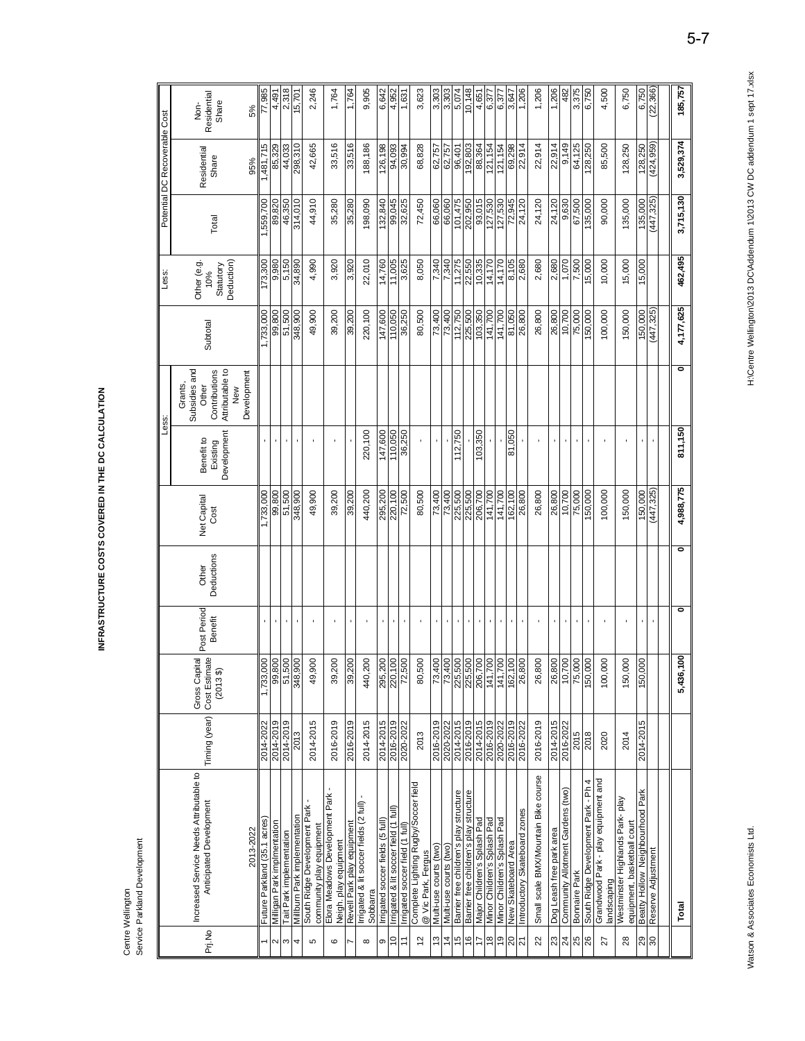Centre Wellington
Service: Parkland Development

## INFRASTRUCTURE COSTS COVERED IN THE DC CALCULATION

| Prj.No | Increased Service Needs Attributable to Anticipated Development 2013-2022 | Timing (year) | Gross Capital Cost Estimate (2013 $) | Post Period Benefit | Other Deductions | Net Capital Cost | Less: Benefit to Existing Development | Less: Grants, Subsidies and Other Contributions Attributable to New Development | Subtotal | Less: Other (e.g. 10% Statutory Deduction) | Potential DC Recoverable Cost: Total | Residential Share 95% | Non-Residential Share 5% |
|---|---|---|---|---|---|---|---|---|---|---|---|---|---|
| 1 | Future Parkland (35.1 acres) | 2014-2022 | 1,733,000 | - | | 1,733,000 | - | | 1,733,000 | 173,300 | 1,559,700 | 1,481,715 | 77,985 |
| 2 | Milligan Park implmentation | 2014-2019 | 99,800 | - | | 99,800 | - | | 99,800 | 9,980 | 89,820 | 85,329 | 4,491 |
| 3 | Tait Park implementation | 2014-2019 | 51,500 | - | | 51,500 | - | | 51,500 | 5,150 | 46,350 | 44,033 | 2,318 |
| 4 | Millburn Park implementation | 2013 | 348,900 | - | | 348,900 | - | | 348,900 | 34,890 | 314,010 | 298,310 | 15,701 |
| 5 | South Ridge Development Park - community play equipment | 2014-2015 | 49,900 | - | | 49,900 | - | | 49,900 | 4,990 | 44,910 | 42,665 | 2,246 |
| 6 | Elora Meadows Development Park - Neigh. play equipment | 2016-2019 | 39,200 | - | | 39,200 | - | | 39,200 | 3,920 | 35,280 | 33,516 | 1,764 |
| 7 | Revell Park play equipment | 2016-2019 | 39,200 | - | | 39,200 | - | | 39,200 | 3,920 | 35,280 | 33,516 | 1,764 |
| 8 | Irrigated & lit soccer fields (2 full) - Sobbarra | 2014-2015 | 440,200 | - | | 440,200 | 220,100 | | 220,100 | 22,010 | 198,090 | 188,186 | 9,905 |
| 9 | Irrigated soccer fields (5 full) | 2014-2015 | 295,200 | - | | 295,200 | 147,600 | | 147,600 | 14,760 | 132,840 | 126,198 | 6,642 |
| 10 | Irrigated & lit soccer field (1 full) | 2016-2019 | 220,100 | - | | 220,100 | 110,050 | | 110,050 | 11,005 | 99,045 | 94,093 | 4,952 |
| 11 | Irrigated soccer field (1 full) | 2020-2022 | 72,500 | - | | 72,500 | 36,250 | | 36,250 | 3,625 | 32,625 | 30,994 | 1,631 |
| 12 | Complete Lighting Rugby/Soccer field @ Vic Park, Fergus | 2013 | 80,500 | - | | 80,500 | - | | 80,500 | 8,050 | 72,450 | 68,828 | 3,623 |
| 13 | Multi-use courts (two) | 2016-2019 | 73,400 | - | | 73,400 | - | | 73,400 | 7,340 | 66,060 | 62,757 | 3,303 |
| 14 | Multi-use courts (two) | 2020-2022 | 73,400 | - | | 73,400 | - | | 73,400 | 7,340 | 66,060 | 62,757 | 3,303 |
| 15 | Barrier free children's play structure | 2014-2015 | 225,500 | - | | 225,500 | 112,750 | | 112,750 | 11,275 | 101,475 | 96,401 | 5,074 |
| 16 | Barrier free children's play structure | 2016-2019 | 225,500 | - | | 225,500 | - | | 225,500 | 22,550 | 202,950 | 192,803 | 10,148 |
| 17 | Major Children's Splash Pad | 2014-2015 | 206,700 | - | | 206,700 | 103,350 | | 103,350 | 10,335 | 93,015 | 88,364 | 4,651 |
| 18 | Minor Children's Splash Pad | 2016-2019 | 141,700 | - | | 141,700 | - | | 141,700 | 14,170 | 127,530 | 121,154 | 6,377 |
| 19 | Minor Children's Splash Pad | 2020-2022 | 141,700 | - | | 141,700 | - | | 141,700 | 14,170 | 127,530 | 121,154 | 6,377 |
| 20 | New Skateboard Area | 2016-2019 | 162,100 | - | | 162,100 | 81,050 | | 81,050 | 8,105 | 72,945 | 69,298 | 3,647 |
| 21 | Introductory Skateboard zones | 2016-2022 | 26,800 | - | | 26,800 | - | | 26,800 | 2,680 | 24,120 | 22,914 | 1,206 |
| 22 | Small scale BMX/Mountain Bike course | 2016-2019 | 26,800 | - | | 26,800 | - | | 26,800 | 2,680 | 24,120 | 22,914 | 1,206 |
| 23 | Dog Leash free park area | 2014-2015 | 26,800 | - | | 26,800 | - | | 26,800 | 2,680 | 24,120 | 22,914 | 1,206 |
| 24 | Community Allotment Gardens (two) | 2016-2022 | 10,700 | - | | 10,700 | - | | 10,700 | 1,070 | 9,630 | 9,149 | 482 |
| 25 | Bonnaire Park | 2015 | 75,000 | - | | 75,000 | - | | 75,000 | 7,500 | 67,500 | 64,125 | 3,375 |
| 26 | South Ridge Development Park - Ph 4 | 2018 | 150,000 | - | | 150,000 | - | | 150,000 | 15,000 | 135,000 | 128,250 | 6,750 |
| 27 | Grandwood Park - play equipment and landscaping | 2020 | 100,000 | - | | 100,000 | - | | 100,000 | 10,000 | 90,000 | 85,500 | 4,500 |
| 28 | Westminster Highlands Park- play equipment, basketball court | 2014 | 150,000 | - | | 150,000 | - | | 150,000 | 15,000 | 135,000 | 128,250 | 6,750 |
| 29 | Beatty Hollow Neighbourhood Park | 2014-2015 | 150,000 | - | | 150,000 | - | | 150,000 | 15,000 | 135,000 | 128,250 | 6,750 |
| 30 | Reserve Adjustment | | | - | | (447,325) | - | | (447,325) | | (447,325) | (424,959) | (22,366) |
| | **Total** | | **5,436,100** | **0** | **0** | **4,988,775** | **811,150** | **0** | **4,177,625** | **462,495** | **3,715,130** | **3,529,374** | **185,757** |

Watson & Associates Economists Ltd. H:\Centre Wellington\2013 DC\Addendum 1\2013 CW DC addendum 1 sept 17.xlsx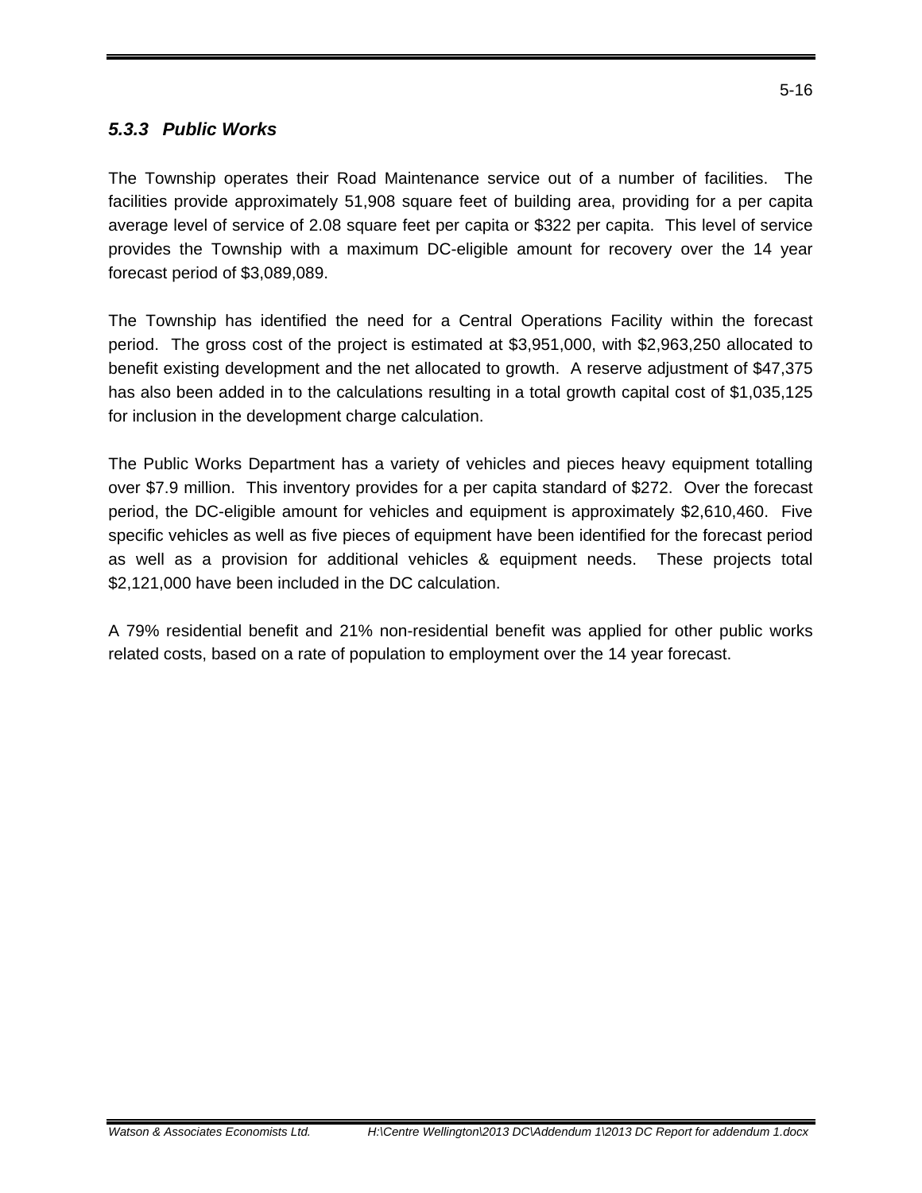### *5.3.3 Public Works*

The Township operates their Road Maintenance service out of a number of facilities. The facilities provide approximately 51,908 square feet of building area, providing for a per capita average level of service of 2.08 square feet per capita or $322 per capita. This level of service provides the Township with a maximum DC-eligible amount for recovery over the 14 year forecast period of $3,089,089.

The Township has identified the need for a Central Operations Facility within the forecast period. The gross cost of the project is estimated at $3,951,000, with $2,963,250 allocated to benefit existing development and the net allocated to growth. A reserve adjustment of $47,375 has also been added in to the calculations resulting in a total growth capital cost of $1,035,125 for inclusion in the development charge calculation.

The Public Works Department has a variety of vehicles and pieces heavy equipment totalling over $7.9 million. This inventory provides for a per capita standard of $272. Over the forecast period, the DC-eligible amount for vehicles and equipment is approximately $2,610,460. Five specific vehicles as well as five pieces of equipment have been identified for the forecast period as well as a provision for additional vehicles & equipment needs. These projects total $2,121,000 have been included in the DC calculation.

A 79% residential benefit and 21% non-residential benefit was applied for other public works related costs, based on a rate of population to employment over the 14 year forecast.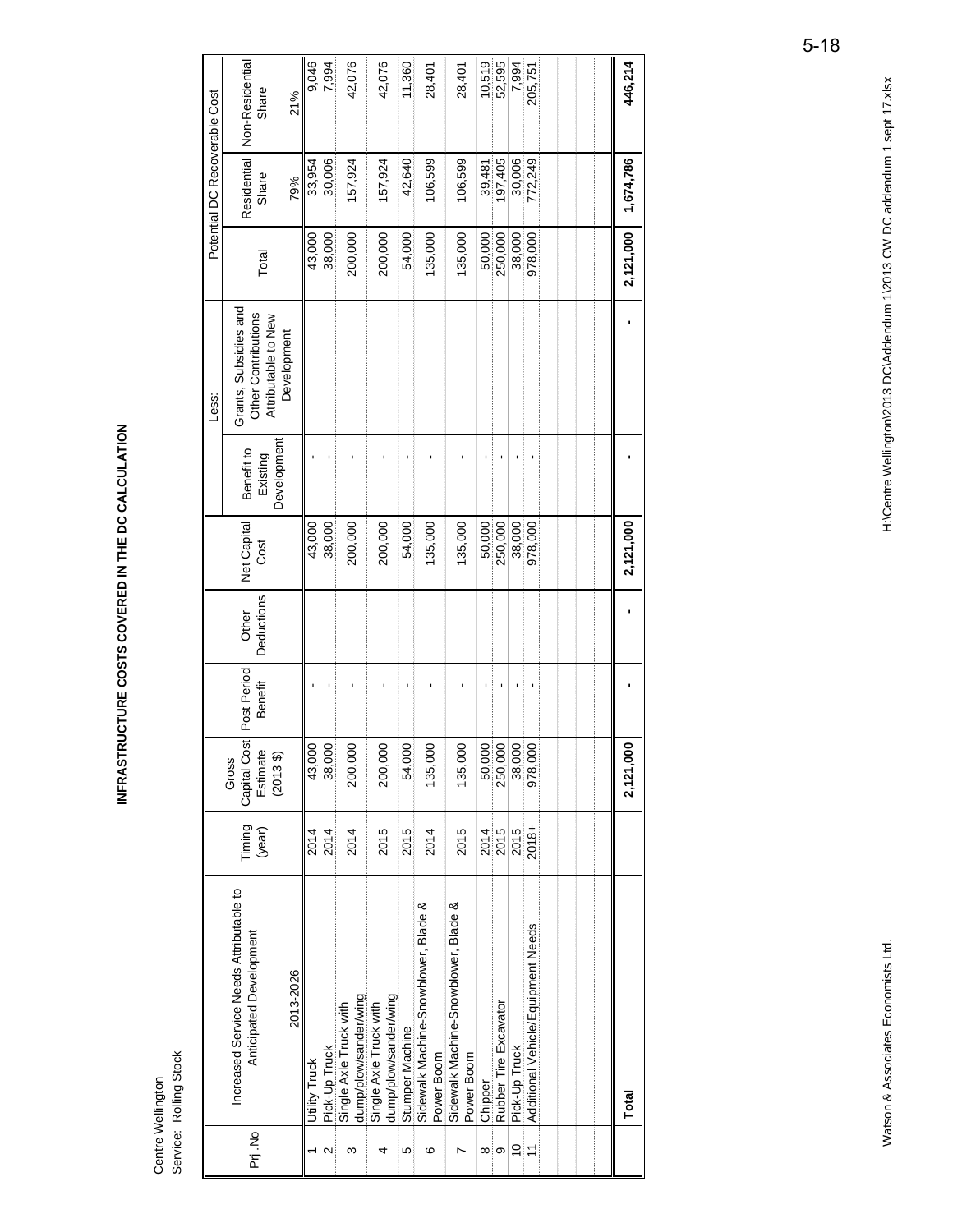Centre Wellington
Service: Rolling Stock

# INFRASTRUCTURE COSTS COVERED IN THE DC CALCULATION

| Prj .No | Increased Service Needs Attributable to Anticipated Development 2013-2026 | Timing (year) | Gross Capital Cost Estimate (2013 $) | Post Period Benefit | Other Deductions | Net Capital Cost | Less: Benefit to Existing Development | Less: Grants, Subsidies and Other Contributions Attributable to New Development | Potential DC Recoverable Cost: Total | Potential DC Recoverable Cost: Residential Share 79% | Potential DC Recoverable Cost: Non-Residential Share 21% |
|---|---|---|---|---|---|---|---|---|---|---|---|
| 1 | Utility Truck | 2014 | 43,000 | - | | 43,000 | - | | 43,000 | 33,954 | 9,046 |
| 2 | Pick-Up Truck | 2014 | 38,000 | - | | 38,000 | - | | 38,000 | 30,006 | 7,994 |
| 3 | Single Axle Truck with dump/plow/sander/wing | 2014 | 200,000 | - | | 200,000 | - | | 200,000 | 157,924 | 42,076 |
| 4 | Single Axle Truck with dump/plow/sander/wing | 2015 | 200,000 | - | | 200,000 | - | | 200,000 | 157,924 | 42,076 |
| 5 | Stumper Machine | 2015 | 54,000 | - | | 54,000 | - | | 54,000 | 42,640 | 11,360 |
| 6 | Sidewalk Machine-Snowblower, Blade & Power Boom | 2014 | 135,000 | - | | 135,000 | - | | 135,000 | 106,599 | 28,401 |
| 7 | Sidewalk Machine-Snowblower, Blade & Power Boom | 2015 | 135,000 | - | | 135,000 | - | | 135,000 | 106,599 | 28,401 |
| 8 | Chipper | 2014 | 50,000 | - | | 50,000 | - | | 50,000 | 39,481 | 10,519 |
| 9 | Rubber Tire Excavator | 2015 | 250,000 | - | | 250,000 | - | | 250,000 | 197,405 | 52,595 |
| 10 | Pick-Up Truck | 2015 | 38,000 | - | | 38,000 | - | | 38,000 | 30,006 | 7,994 |
| 11 | Additional Vehicle/Equipment Needs | 2018+ | 978,000 | - | | 978,000 | - | | 978,000 | 772,249 | 205,751 |
| | **Total** | | **2,121,000** | **-** | **-** | **2,121,000** | **-** | **-** | **2,121,000** | **1,674,786** | **446,214** |

Watson & Associates Economists Ltd. H:\Centre Wellington\2013 DC\Addendum 1\2013 CW DC addendum 1 sept 17.xlsx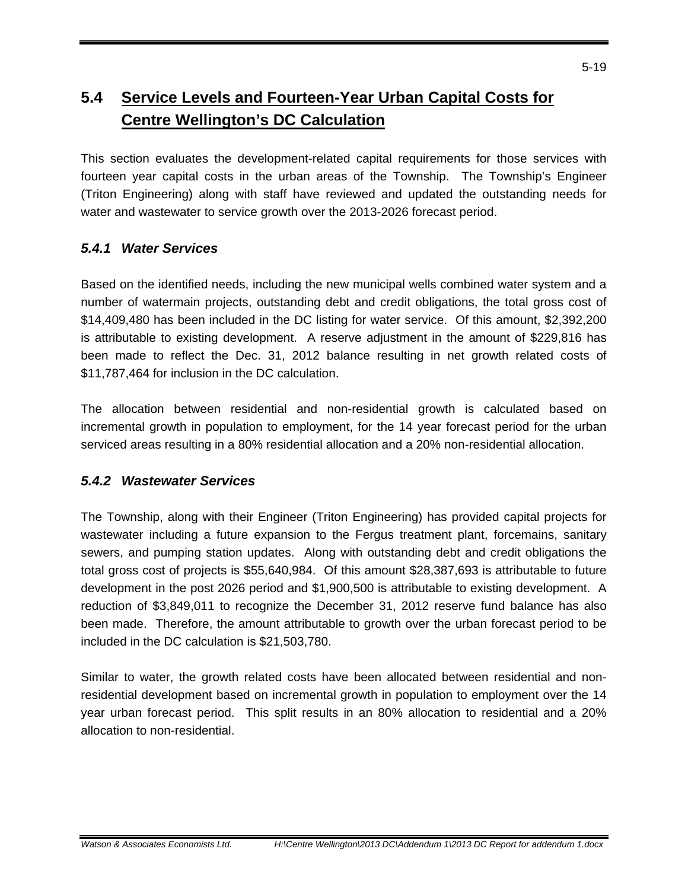## 5.4 Service Levels and Fourteen-Year Urban Capital Costs for Centre Wellington's DC Calculation

This section evaluates the development-related capital requirements for those services with fourteen year capital costs in the urban areas of the Township. The Township's Engineer (Triton Engineering) along with staff have reviewed and updated the outstanding needs for water and wastewater to service growth over the 2013-2026 forecast period.

### *5.4.1 Water Services*

Based on the identified needs, including the new municipal wells combined water system and a number of watermain projects, outstanding debt and credit obligations, the total gross cost of $14,409,480 has been included in the DC listing for water service. Of this amount, $2,392,200 is attributable to existing development. A reserve adjustment in the amount of $229,816 has been made to reflect the Dec. 31, 2012 balance resulting in net growth related costs of $11,787,464 for inclusion in the DC calculation.

The allocation between residential and non-residential growth is calculated based on incremental growth in population to employment, for the 14 year forecast period for the urban serviced areas resulting in a 80% residential allocation and a 20% non-residential allocation.

### *5.4.2 Wastewater Services*

The Township, along with their Engineer (Triton Engineering) has provided capital projects for wastewater including a future expansion to the Fergus treatment plant, forcemains, sanitary sewers, and pumping station updates. Along with outstanding debt and credit obligations the total gross cost of projects is $55,640,984. Of this amount $28,387,693 is attributable to future development in the post 2026 period and $1,900,500 is attributable to existing development. A reduction of $3,849,011 to recognize the December 31, 2012 reserve fund balance has also been made. Therefore, the amount attributable to growth over the urban forecast period to be included in the DC calculation is $21,503,780.

Similar to water, the growth related costs have been allocated between residential and non-residential development based on incremental growth in population to employment over the 14 year urban forecast period. This split results in an 80% allocation to residential and a 20% allocation to non-residential.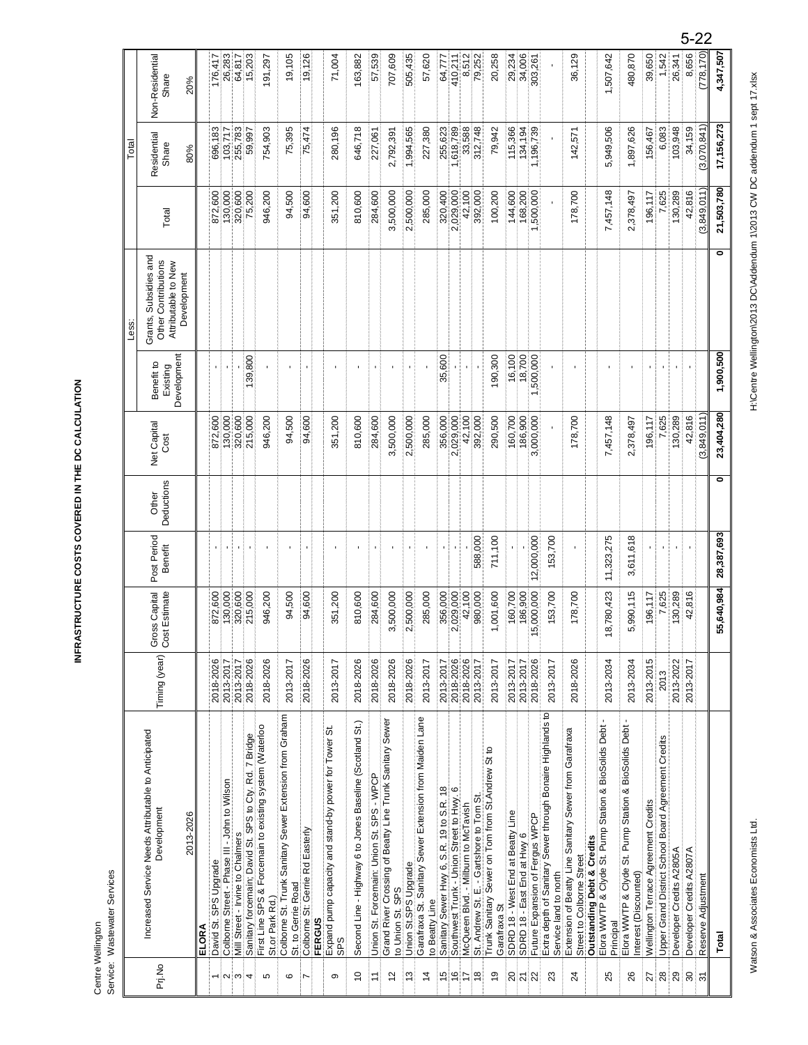Centre Wellington
Service: Wastewater Services

# INFRASTRUCTURE COSTS COVERED IN THE DC CALCULATION

| Prj. No | Increased Service Needs Attributable to Anticipated Development 2013-2026 | Timing (year) | Gross Capital Cost Estimate | Post Period Benefit | Other Deductions | Net Capital Cost | Less: Benefit to Existing Development | Less: Grants, Subsidies and Other Contributions Attributable to New Development | Total | Total: Residential Share 80% | Total: Non-Residential Share 20% |
|---|---|---|---|---|---|---|---|---|---|---|---|
| | **ELORA** | | | | | | | | | | |
| 1 | David St. SPS Upgrade | 2018-2026 | 872,600 | - | | 872,600 | - | | 872,600 | 696,183 | 176,417 |
| 2 | Colborne Street - Phase III - John to Wilson | 2013-2017 | 130,000 | - | | 130,000 | - | | 130,000 | 103,717 | 26,283 |
| 3 | Mill Street - Irvine to Chalmers | 2013-2017 | 320,600 | - | | 320,600 | - | | 320,600 | 255,783 | 64,817 |
| 4 | Sanitary forcemain; David St. SPS to Cty. Rd. 7 Bridge | 2018-2026 | 215,000 | - | | 215,000 | 139,800 | | 75,200 | 59,997 | 15,203 |
| 5 | First Line SPS & Forcemain to existing system (Waterloo St.or Park Rd.) | 2018-2026 | 946,200 | - | | 946,200 | - | | 946,200 | 754,903 | 191,297 |
| 6 | Colborne St. Trunk Sanitary Sewer Extension from Graham St. to Gerrie Road | 2013-2017 | 94,500 | - | | 94,500 | - | | 94,500 | 75,395 | 19,105 |
| 7 | Colborne St: Gerrie Rd Easterly | 2018-2026 | 94,600 | - | | 94,600 | - | | 94,600 | 75,474 | 19,126 |
| | **FERGUS** | | | | | | | | | | |
| 9 | Expand pump capacity and stand-by power for Tower St. SPS | 2013-2017 | 351,200 | - | | 351,200 | - | | 351,200 | 280,196 | 71,004 |
| 10 | Second Line - Highway 6 to Jones Baseline (Scotland St.) | 2018-2026 | 810,600 | - | | 810,600 | - | | 810,600 | 646,718 | 163,882 |
| 11 | Union St. Forcemain: Union St. SPS - WPCP | 2018-2026 | 284,600 | - | | 284,600 | - | | 284,600 | 227,061 | 57,539 |
| 12 | Grand River Crossing of Beatty Line Trunk Sanitary Sewer to Union St. SPS | 2018-2026 | 3,500,000 | - | | 3,500,000 | - | | 3,500,000 | 2,792,391 | 707,609 |
| 13 | Union St.SPS Upgrade | 2018-2026 | 2,500,000 | - | | 2,500,000 | - | | 2,500,000 | 1,994,565 | 505,435 |
| 14 | Garafraxa St. Sanitary Sewer Extension from Maiden Lane to Beatty Line | 2013-2017 | 285,000 | - | | 285,000 | - | | 285,000 | 227,380 | 57,620 |
| 15 | Sanitary Sewer Hwy 6, S.R. 19 to S.R. 18 | 2013-2017 | 356,000 | - | | 356,000 | 35,600 | | 320,400 | 255,623 | 64,777 |
| 16 | Southwest Trunk - Union Street to Hwy. 6 | 2018-2026 | 2,029,000 | - | | 2,029,000 | - | | 2,029,000 | 1,618,789 | 410,211 |
| 17 | McQueen Blvd. - Milburn to McTavish | 2018-2026 | 42,100 | - | | 42,100 | - | | 42,100 | 33,588 | 8,512 |
| 18 | St. Andrew St. E. - Gartshore to Tom St. | 2013-2017 | 980,000 | 588,000 | | 392,000 | - | | 392,000 | 312,748 | 79,252 |
| 19 | Trunk Sanitary Sewer on Tom from St.Andrew St to Garafraxa St | 2013-2017 | 1,001,600 | 711,100 | | 290,500 | 190,300 | | 100,200 | 79,942 | 20,258 |
| 20 | SDRD 18 - West End at Beatty Line | 2013-2017 | 160,700 | - | | 160,700 | 16,100 | | 144,600 | 115,366 | 29,234 |
| 21 | SDRD 18 - East End at Hwy 6 | 2013-2017 | 186,900 | - | | 186,900 | 18,700 | | 168,200 | 134,194 | 34,006 |
| 22 | Future Expansion of Fergus WPCP | 2018-2026 | 15,000,000 | 12,000,000 | | 3,000,000 | 1,500,000 | | 1,500,000 | 1,196,739 | 303,261 |
| 23 | Extra depth of Sanitary Sewer through Bonaire Highlands to Service land to north | 2013-2017 | 153,700 | 153,700 | | - | - | | - | - | - |
| 24 | Extension of Beatty Line Sanitary Sewer from Garafraxa Street to Colborne Street | 2018-2026 | 178,700 | - | | 178,700 | - | | 178,700 | 142,571 | 36,129 |
| | **Outstanding Debt & Credits** | | | | | | | | | | |
| 25 | Elora WWTP & Clyde St. Pump Station & BioSolids Debt - Principal | 2013-2034 | 18,780,423 | 11,323,275 | | 7,457,148 | - | | 7,457,148 | 5,949,506 | 1,507,642 |
| 26 | Elora WWTP & Clyde St. Pump Station & BioSolids Debt - Interest (Discounted) | 2013-2034 | 5,990,115 | 3,611,618 | | 2,378,497 | - | | 2,378,497 | 1,897,626 | 480,870 |
| 27 | Wellington Terrace Agreement Credits | 2013-2015 | 196,117 | - | | 196,117 | - | | 196,117 | 156,467 | 39,650 |
| 28 | Upper Grand District School Board Agreement Credits | 2013 | 7,625 | - | | 7,625 | - | | 7,625 | 6,083 | 1,542 |
| 29 | Developer Credits A2805A | 2013-2022 | 130,289 | - | | 130,289 | - | | 130,289 | 103,948 | 26,341 |
| 30 | Developer Credits A2807A | 2013-2017 | 42,816 | - | | 42,816 | - | | 42,816 | 34,159 | 8,656 |
| 31 | Reserve Adjustment | | | | | (3,849,011) | | | (3,849,011) | (3,070,841) | (778,170) |
| | **Total** | | **55,640,984** | **28,387,693** | **0** | **23,404,280** | **1,900,500** | **0** | **21,503,780** | **17,156,273** | **4,347,507** |

Watson & Associates Economists Ltd.

H:\Centre Wellington\2013 DC\Addendum 1\2013 CW DC addendum 1 sept 17.xlsx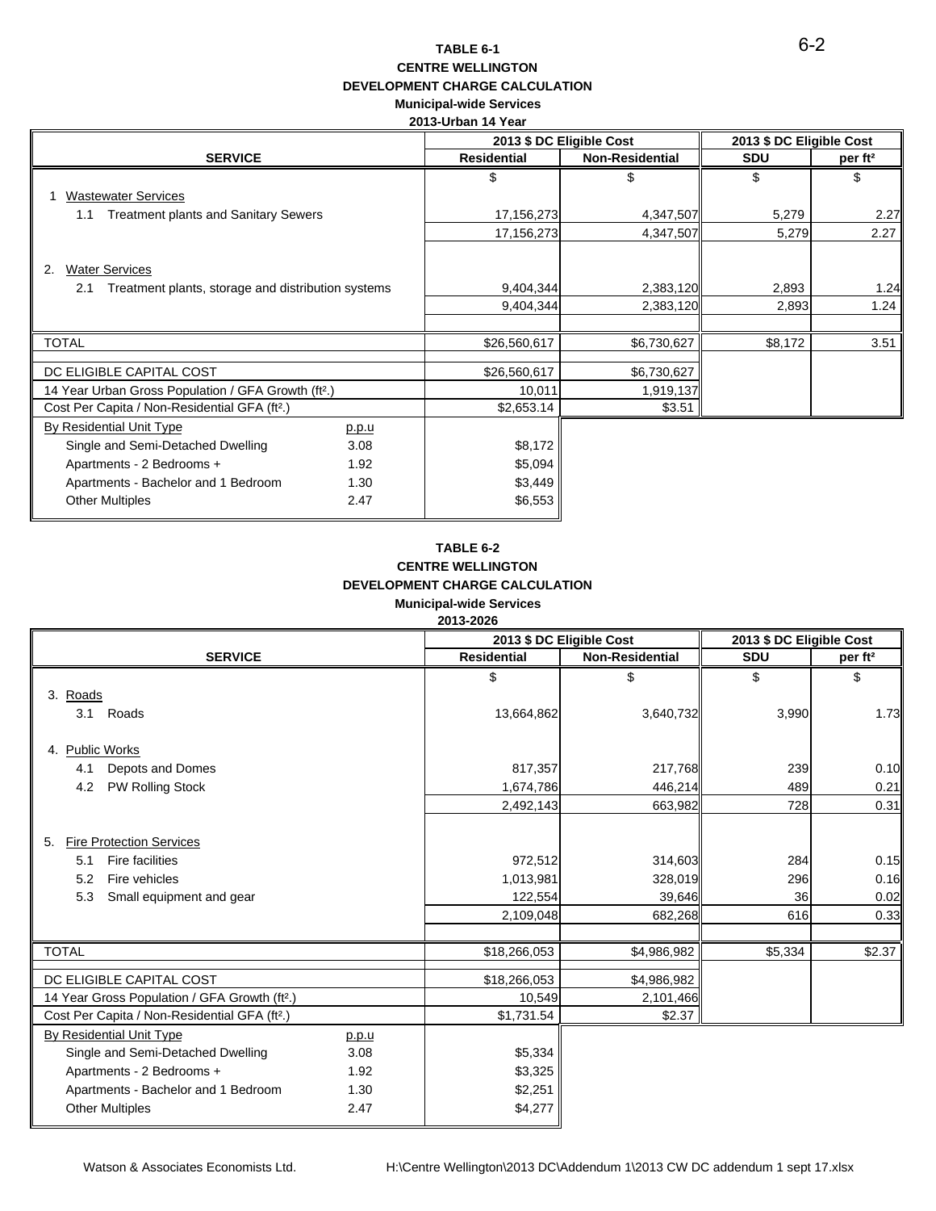**TABLE 6-1**
**CENTRE WELLINGTON**
**DEVELOPMENT CHARGE CALCULATION**
**Municipal-wide Services**
**2013-Urban 14 Year**

| SERVICE | | 2013 $ DC Eligible Cost | | 2013 $ DC Eligible Cost | |
|---|---|---|---|---|---|
| | | **Residential** | **Non-Residential** | **SDU** | **per ft²** |
| | | $ | $ | $ | $ |
| 1 Wastewater Services | | | | | |
| 1.1 Treatment plants and Sanitary Sewers | | 17,156,273 | 4,347,507 | 5,279 | 2.27 |
| | | 17,156,273 | 4,347,507 | 5,279 | 2.27 |
| 2. Water Services | | | | | |
| 2.1 Treatment plants, storage and distribution systems | | 9,404,344 | 2,383,120 | 2,893 | 1.24 |
| | | 9,404,344 | 2,383,120 | 2,893 | 1.24 |
| TOTAL | | $26,560,617 | $6,730,627 | $8,172 | 3.51 |
| DC ELIGIBLE CAPITAL COST | | $26,560,617 | $6,730,627 | | |
| 14 Year Urban Gross Population / GFA Growth (ft².) | | 10,011 | 1,919,137 | | |
| Cost Per Capita / Non-Residential GFA (ft².) | | $2,653.14 | $3.51 | | |
| By Residential Unit Type | p.p.u | | | | |
| Single and Semi-Detached Dwelling | 3.08 | $8,172 | | | |
| Apartments - 2 Bedrooms + | 1.92 | $5,094 | | | |
| Apartments - Bachelor and 1 Bedroom | 1.30 | $3,449 | | | |
| Other Multiples | 2.47 | $6,553 | | | |

**TABLE 6-2**
**CENTRE WELLINGTON**
**DEVELOPMENT CHARGE CALCULATION**
**Municipal-wide Services**
**2013-2026**

| SERVICE | | 2013 $ DC Eligible Cost | | 2013 $ DC Eligible Cost | |
|---|---|---|---|---|---|
| | | **Residential** | **Non-Residential** | **SDU** | **per ft²** |
| | | $ | $ | $ | $ |
| 3. Roads | | | | | |
| 3.1 Roads | | 13,664,862 | 3,640,732 | 3,990 | 1.73 |
| 4. Public Works | | | | | |
| 4.1 Depots and Domes | | 817,357 | 217,768 | 239 | 0.10 |
| 4.2 PW Rolling Stock | | 1,674,786 | 446,214 | 489 | 0.21 |
| | | 2,492,143 | 663,982 | 728 | 0.31 |
| 5. Fire Protection Services | | | | | |
| 5.1 Fire facilities | | 972,512 | 314,603 | 284 | 0.15 |
| 5.2 Fire vehicles | | 1,013,981 | 328,019 | 296 | 0.16 |
| 5.3 Small equipment and gear | | 122,554 | 39,646 | 36 | 0.02 |
| | | 2,109,048 | 682,268 | 616 | 0.33 |
| TOTAL | | $18,266,053 | $4,986,982 | $5,334 | $2.37 |
| DC ELIGIBLE CAPITAL COST | | $18,266,053 | $4,986,982 | | |
| 14 Year Gross Population / GFA Growth (ft².) | | 10,549 | 2,101,466 | | |
| Cost Per Capita / Non-Residential GFA (ft².) | | $1,731.54 | $2.37 | | |
| By Residential Unit Type | p.p.u | | | | |
| Single and Semi-Detached Dwelling | 3.08 | $5,334 | | | |
| Apartments - 2 Bedrooms + | 1.92 | $3,325 | | | |
| Apartments - Bachelor and 1 Bedroom | 1.30 | $2,251 | | | |
| Other Multiples | 2.47 | $4,277 | | | |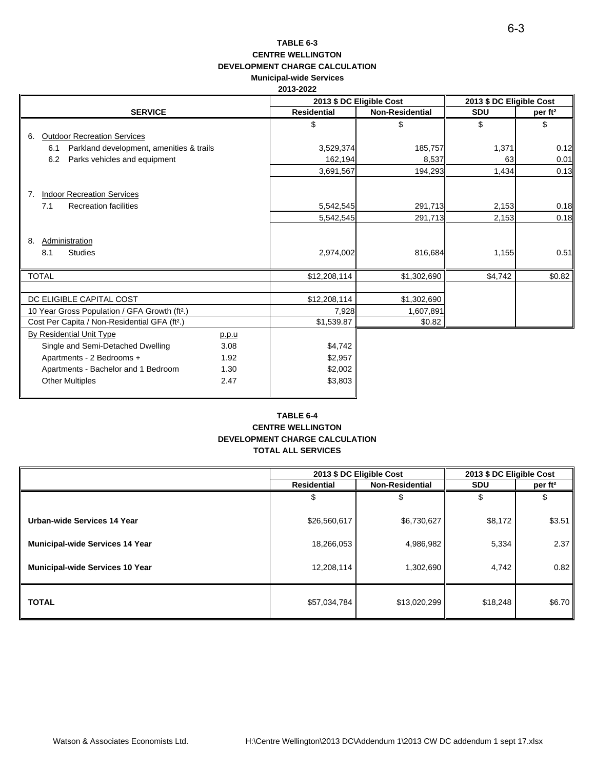**TABLE 6-3**
**CENTRE WELLINGTON**
**DEVELOPMENT CHARGE CALCULATION**
**Municipal-wide Services**
**2013-2022**

| SERVICE | | 2013 $ DC Eligible Cost | | 2013 $ DC Eligible Cost | |
|---|---|---|---|---|---|
| | | Residential | Non-Residential | SDU | per ft² |
| | | $ | $ | $ | $ |
| 6. Outdoor Recreation Services | | | | | |
| 6.1 Parkland development, amenities & trails | | 3,529,374 | 185,757 | 1,371 | 0.12 |
| 6.2 Parks vehicles and equipment | | 162,194 | 8,537 | 63 | 0.01 |
| | | 3,691,567 | 194,293 | 1,434 | 0.13 |
| 7. Indoor Recreation Services | | | | | |
| 7.1 Recreation facilities | | 5,542,545 | 291,713 | 2,153 | 0.18 |
| | | 5,542,545 | 291,713 | 2,153 | 0.18 |
| 8. Administration | | | | | |
| 8.1 Studies | | 2,974,002 | 816,684 | 1,155 | 0.51 |
| TOTAL | | $12,208,114 | $1,302,690 | $4,742 | $0.82 |
| DC ELIGIBLE CAPITAL COST | | $12,208,114 | $1,302,690 | | |
| 10 Year Gross Population / GFA Growth (ft².) | | 7,928 | 1,607,891 | | |
| Cost Per Capita / Non-Residential GFA (ft².) | | $1,539.87 | $0.82 | | |
| By Residential Unit Type | p.p.u | | | | |
| Single and Semi-Detached Dwelling | 3.08 | $4,742 | | | |
| Apartments - 2 Bedrooms + | 1.92 | $2,957 | | | |
| Apartments - Bachelor and 1 Bedroom | 1.30 | $2,002 | | | |
| Other Multiples | 2.47 | $3,803 | | | |

**TABLE 6-4**
**CENTRE WELLINGTON**
**DEVELOPMENT CHARGE CALCULATION**
**TOTAL ALL SERVICES**

| | 2013 $ DC Eligible Cost | | 2013 $ DC Eligible Cost | |
|---|---|---|---|---|
| | Residential | Non-Residential | SDU | per ft² |
| | $ | $ | $ | $ |
| **Urban-wide Services 14 Year** | $26,560,617 | $6,730,627 | $8,172 | $3.51 |
| **Municipal-wide Services 14 Year** | 18,266,053 | 4,986,982 | 5,334 | 2.37 |
| **Municipal-wide Services 10 Year** | 12,208,114 | 1,302,690 | 4,742 | 0.82 |
| **TOTAL** | $57,034,784 | $13,020,299 | $18,248 | $6.70 |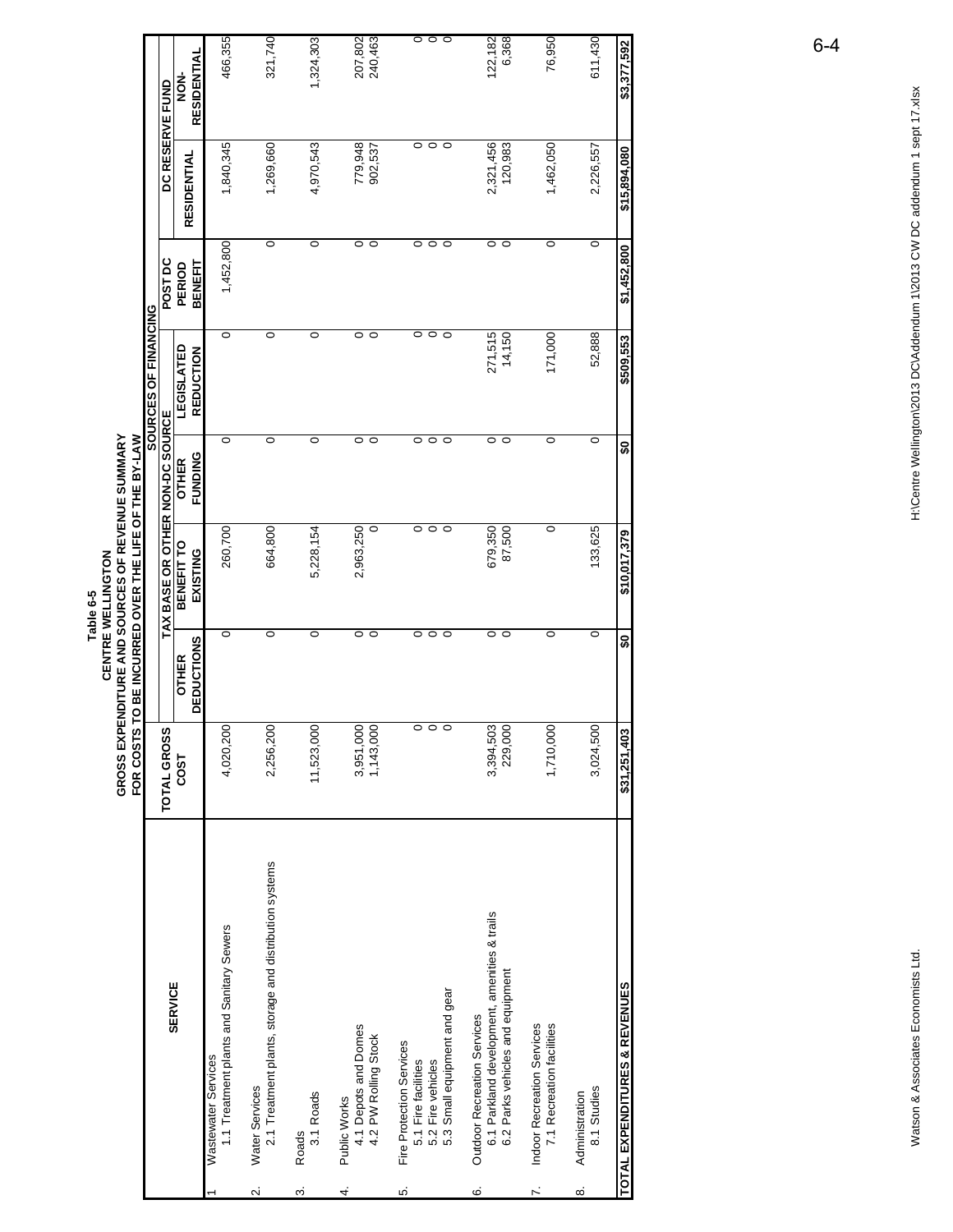**Table 6-5**
**CENTRE WELLINGTON**
**GROSS EXPENDITURE AND SOURCES OF REVENUE SUMMARY**
**FOR COSTS TO BE INCURRED OVER THE LIFE OF THE BY-LAW**

| SERVICE | TOTAL GROSS COST | SOURCES OF FINANCING | | | | | | |
|---|---|---|---|---|---|---|---|---|
| | | TAX BASE OR OTHER NON-DC SOURCE | | | | POST DC PERIOD BENEFIT | DC RESERVE FUND | |
| | | OTHER DEDUCTIONS | BENEFIT TO EXISTING | OTHER FUNDING | LEGISLATED REDUCTION | | RESIDENTIAL | NON-RESIDENTIAL |
| 1 Wastewater Services | | | | | | | | |
| 1.1 Treatment plants and Sanitary Sewers | 4,020,200 | 0 | 260,700 | 0 | 0 | 1,452,800 | 1,840,345 | 466,355 |
| 2. Water Services | | | | | | | | |
| 2.1 Treatment plants, storage and distribution systems | 2,256,200 | 0 | 664,800 | 0 | 0 | 0 | 1,269,660 | 321,740 |
| 3. Roads | | | | | | | | |
| 3.1 Roads | 11,523,000 | 0 | 5,228,154 | 0 | 0 | 0 | 4,970,543 | 1,324,303 |
| 4. Public Works | | | | | | | | |
| 4.1 Depots and Domes | 3,951,000 | 0 | 2,963,250 | 0 | 0 | 0 | 779,948 | 207,802 |
| 4.2 PW Rolling Stock | 1,143,000 | 0 | 0 | 0 | 0 | 0 | 902,537 | 240,463 |
| 5. Fire Protection Services | | | | | | | | |
| 5.1 Fire facilities | 0 | 0 | 0 | 0 | 0 | 0 | 0 | 0 |
| 5.2 Fire vehicles | 0 | 0 | 0 | 0 | 0 | 0 | 0 | 0 |
| 5.3 Small equipment and gear | 0 | 0 | 0 | 0 | 0 | 0 | 0 | 0 |
| 6. Outdoor Recreation Services | | | | | | | | |
| 6.1 Parkland development, amenities & trails | 3,394,503 | 0 | 679,350 | 0 | 271,515 | 0 | 2,321,456 | 122,182 |
| 6.2 Parks vehicles and equipment | 229,000 | 0 | 87,500 | 0 | 14,150 | 0 | 120,983 | 6,368 |
| 7. Indoor Recreation Services | | | | | | | | |
| 7.1 Recreation facilities | 1,710,000 | 0 | 0 | 0 | 171,000 | 0 | 1,462,050 | 76,950 |
| 8. Administration | | | | | | | | |
| 8.1 Studies | 3,024,500 | 0 | 133,625 | 0 | 52,888 | 0 | 2,226,557 | 611,430 |
| **TOTAL EXPENDITURES & REVENUES** | **$31,251,403** | **$0** | **$10,017,379** | **$0** | **$509,553** | **$1,452,800** | **$15,894,080** | **$3,377,592** |

Watson & Associates Economists Ltd.

H:\Centre Wellington\2013 DC\Addendum 1\2013 CW DC addendum 1 sept 17.xlsx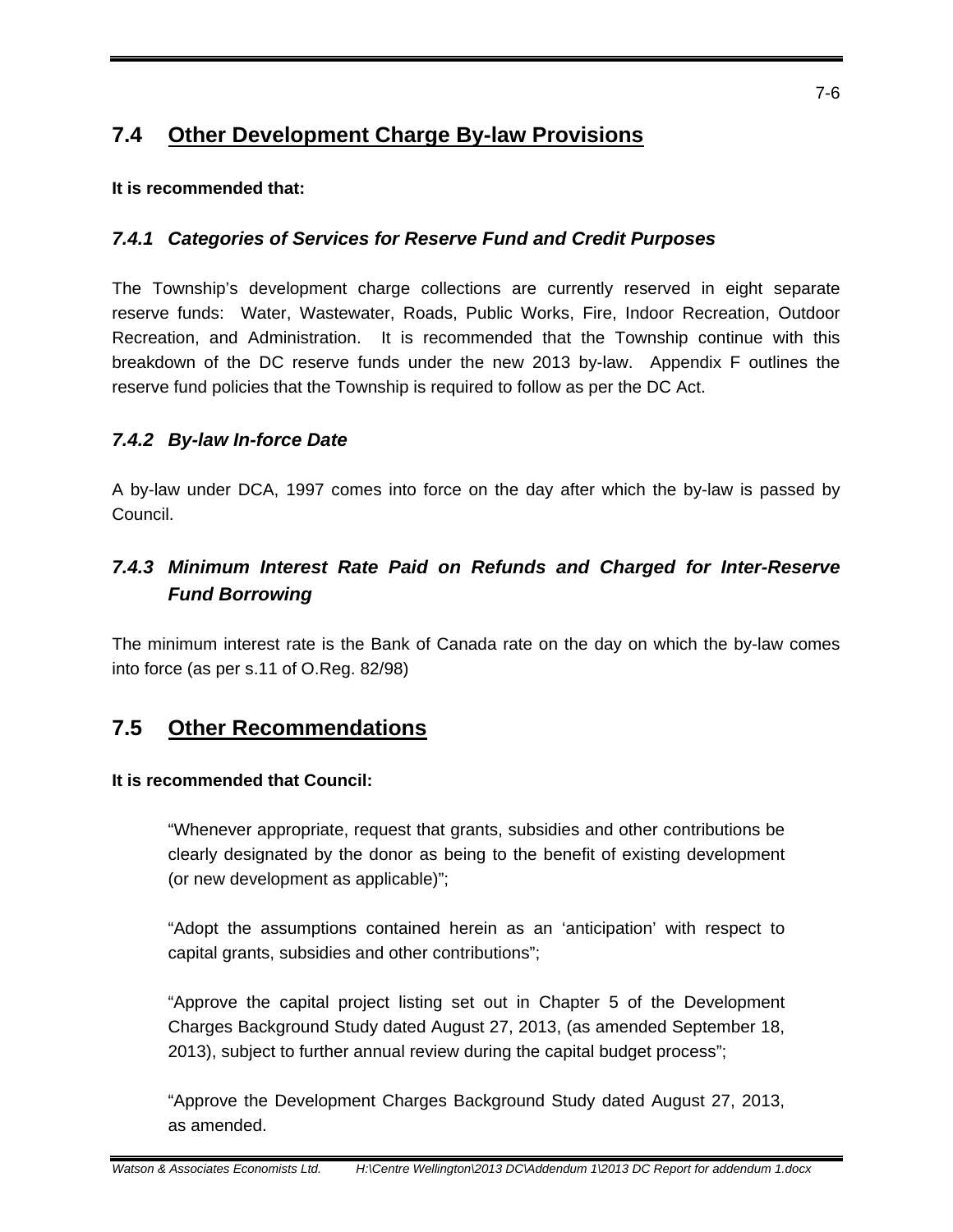## 7.4 Other Development Charge By-law Provisions

**It is recommended that:**

### *7.4.1 Categories of Services for Reserve Fund and Credit Purposes*

The Township's development charge collections are currently reserved in eight separate reserve funds: Water, Wastewater, Roads, Public Works, Fire, Indoor Recreation, Outdoor Recreation, and Administration. It is recommended that the Township continue with this breakdown of the DC reserve funds under the new 2013 by-law. Appendix F outlines the reserve fund policies that the Township is required to follow as per the DC Act.

### *7.4.2 By-law In-force Date*

A by-law under DCA, 1997 comes into force on the day after which the by-law is passed by Council.

### *7.4.3 Minimum Interest Rate Paid on Refunds and Charged for Inter-Reserve Fund Borrowing*

The minimum interest rate is the Bank of Canada rate on the day on which the by-law comes into force (as per s.11 of O.Reg. 82/98)

## 7.5 Other Recommendations

**It is recommended that Council:**

> "Whenever appropriate, request that grants, subsidies and other contributions be clearly designated by the donor as being to the benefit of existing development (or new development as applicable)";
>
> "Adopt the assumptions contained herein as an 'anticipation' with respect to capital grants, subsidies and other contributions";
>
> "Approve the capital project listing set out in Chapter 5 of the Development Charges Background Study dated August 27, 2013, (as amended September 18, 2013), subject to further annual review during the capital budget process";
>
> "Approve the Development Charges Background Study dated August 27, 2013, as amended.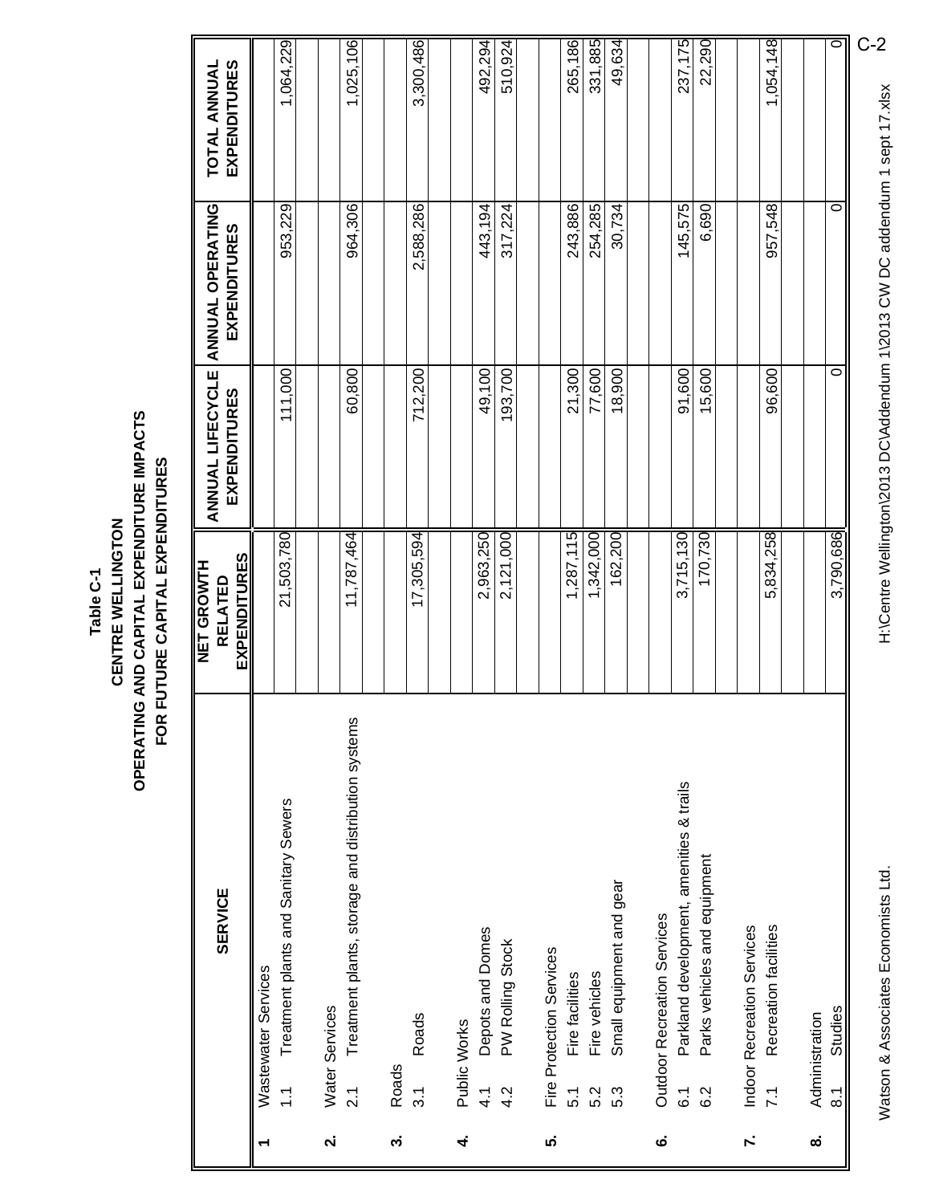# Table C-1
## CENTRE WELLINGTON
## OPERATING AND CAPITAL EXPENDITURE IMPACTS FOR FUTURE CAPITAL EXPENDITURES

| | SERVICE | NET GROWTH RELATED EXPENDITURES | ANNUAL LIFECYCLE EXPENDITURES | ANNUAL OPERATING EXPENDITURES | TOTAL ANNUAL EXPENDITURES |
|---|---|---|---|---|---|
| **1** | Wastewater Services | | | | |
| | 1.1 Treatment plants and Sanitary Sewers | 21,503,780 | 111,000 | 953,229 | 1,064,229 |
| **2.** | Water Services | | | | |
| | 2.1 Treatment plants, storage and distribution systems | 11,787,464 | 60,800 | 964,306 | 1,025,106 |
| **3.** | Roads | | | | |
| | 3.1 Roads | 17,305,594 | 712,200 | 2,588,286 | 3,300,486 |
| **4.** | Public Works | | | | |
| | 4.1 Depots and Domes | 2,963,250 | 49,100 | 443,194 | 492,294 |
| | 4.2 PW Rolling Stock | 2,121,000 | 193,700 | 317,224 | 510,924 |
| **5.** | Fire Protection Services | | | | |
| | 5.1 Fire facilities | 1,287,115 | 21,300 | 243,886 | 265,186 |
| | 5.2 Fire vehicles | 1,342,000 | 77,600 | 254,285 | 331,885 |
| | 5.3 Small equipment and gear | 162,200 | 18,900 | 30,734 | 49,634 |
| **6.** | Outdoor Recreation Services | | | | |
| | 6.1 Parkland development, amenities & trails | 3,715,130 | 91,600 | 145,575 | 237,175 |
| | 6.2 Parks vehicles and equipment | 170,730 | 15,600 | 6,690 | 22,290 |
| **7.** | Indoor Recreation Services | | | | |
| | 7.1 Recreation facilities | 5,834,258 | 96,600 | 957,548 | 1,054,148 |
| **8.** | Administration | | | | |
| | 8.1 Studies | 3,790,686 | 0 | 0 | 0 |

Watson & Associates Economists Ltd. H:\Centre Wellington\2013 DC\Addendum 1\2013 CW DC addendum 1 sept 17.xlsx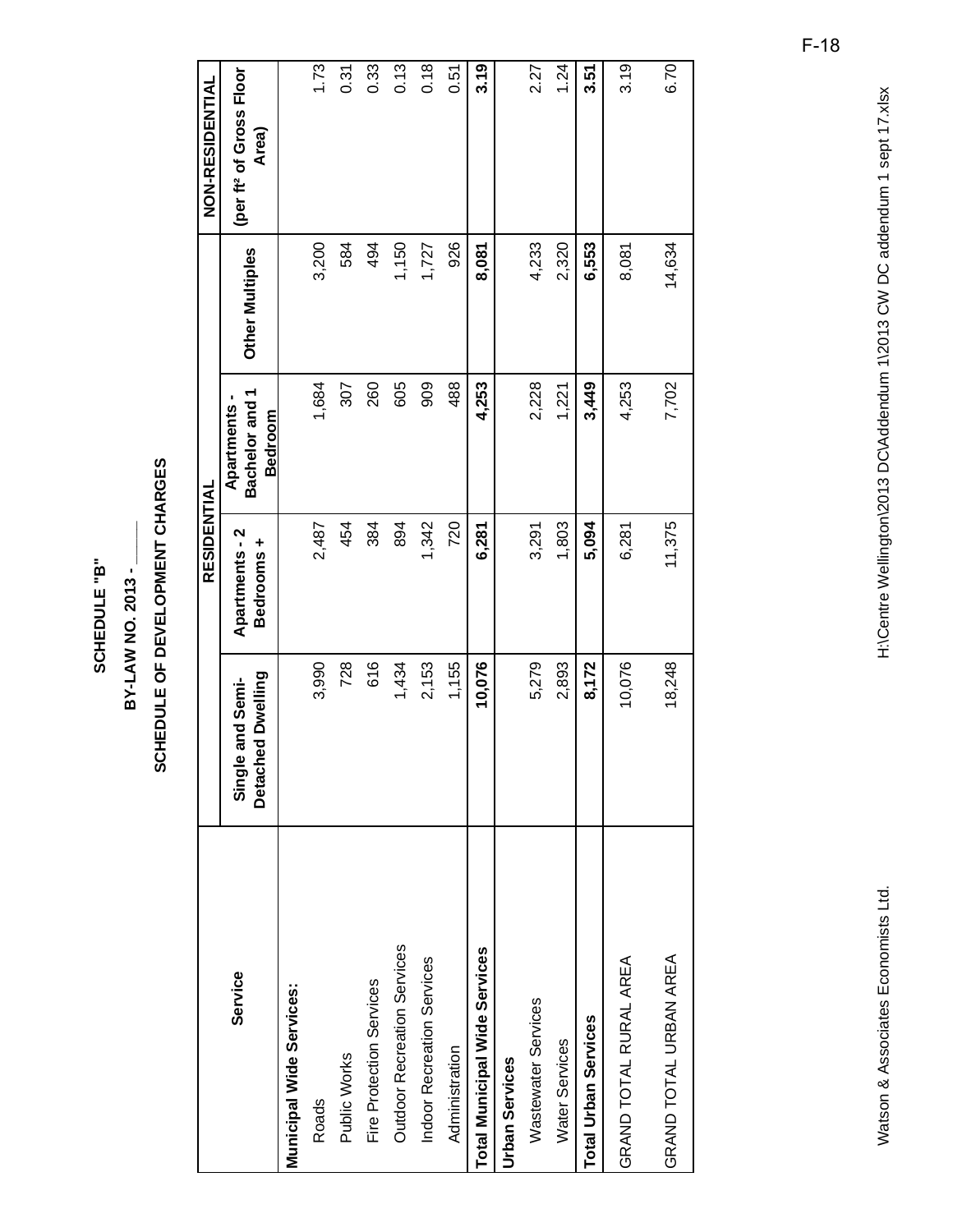# SCHEDULE "B"

## BY-LAW NO. 2013 - _____

## SCHEDULE OF DEVELOPMENT CHARGES

| Service | RESIDENTIAL | | | | NON-RESIDENTIAL |
|---|---|---|---|---|---|
| | Single and Semi-Detached Dwelling | Apartments - 2 Bedrooms + | Apartments - Bachelor and 1 Bedroom | Other Multiples | (per ft² of Gross Floor Area) |
| **Municipal Wide Services:** | | | | | |
| Roads | 3,990 | 2,487 | 1,684 | 3,200 | 1.73 |
| Public Works | 728 | 454 | 307 | 584 | 0.31 |
| Fire Protection Services | 616 | 384 | 260 | 494 | 0.33 |
| Outdoor Recreation Services | 1,434 | 894 | 605 | 1,150 | 0.13 |
| Indoor Recreation Services | 2,153 | 1,342 | 909 | 1,727 | 0.18 |
| Administration | 1,155 | 720 | 488 | 926 | 0.51 |
| **Total Municipal Wide Services** | **10,076** | **6,281** | **4,253** | **8,081** | **3.19** |
| **Urban Services** | | | | | |
| Wastewater Services | 5,279 | 3,291 | 2,228 | 4,233 | 2.27 |
| Water Services | 2,893 | 1,803 | 1,221 | 2,320 | 1.24 |
| **Total Urban Services** | **8,172** | **5,094** | **3,449** | **6,553** | **3.51** |
| GRAND TOTAL RURAL AREA | 10,076 | 6,281 | 4,253 | 8,081 | 3.19 |
| GRAND TOTAL URBAN AREA | 18,248 | 11,375 | 7,702 | 14,634 | 6.70 |

Watson & Associates Economists Ltd.

H:\Centre Wellington\2013 DC\Addendum 1\2013 CW DC addendum 1 sept 17.xlsx